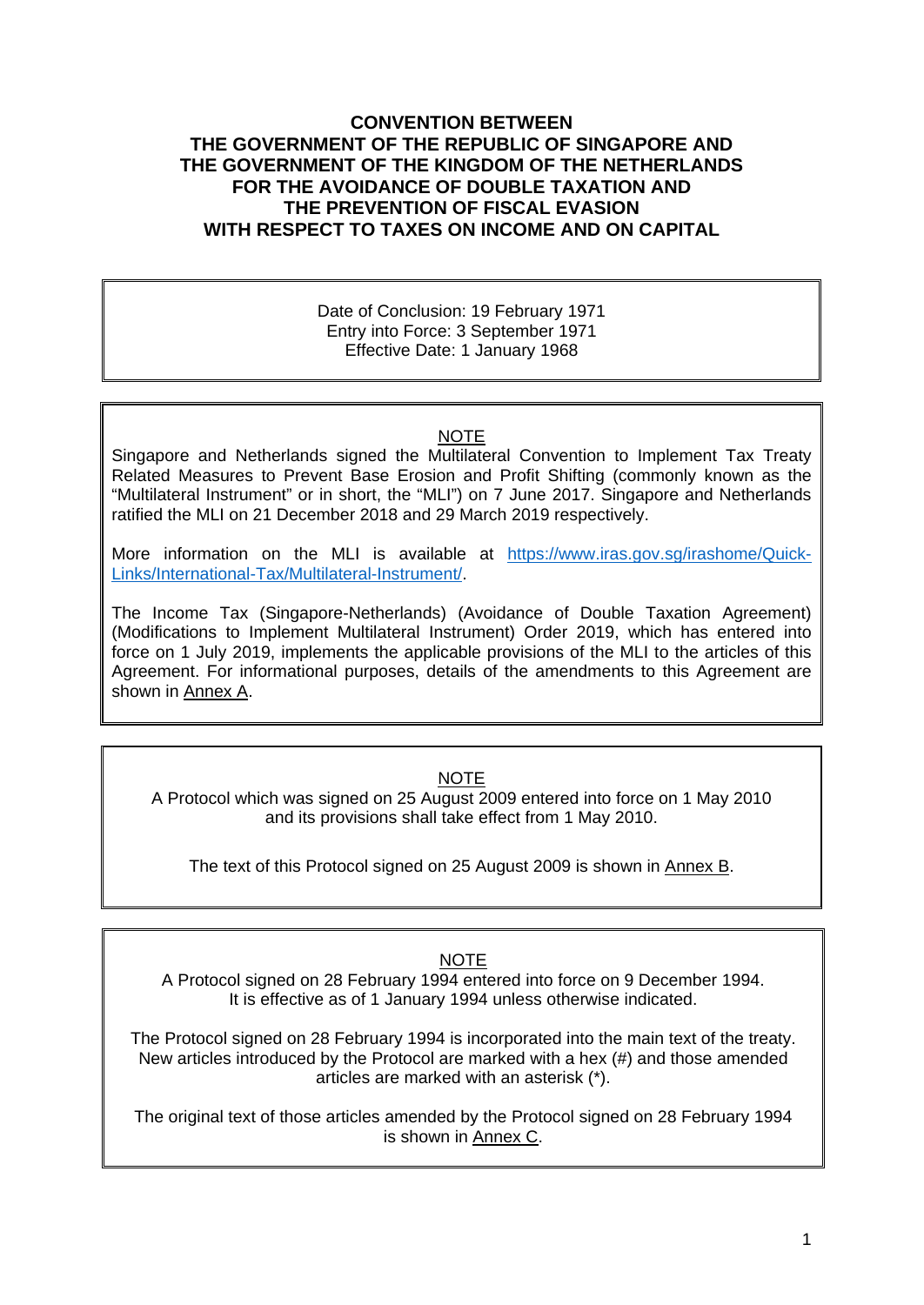# CONVENTION BETWEEN THE GOVERNMENT OF THE REPUBLIC OF SINGAPORE AND THE GOVERNMENT OF THE KINGDOM OF THE NETHERLANDS FOR THE AVOIDANCE OF DOUBLE TAXATION AND THE PREVENTION OF FISCAL EVASION WITH RESPECT TO TAXES ON INCOME AND ON CAPITAL

Date of Conclusion: 19 February 1971
Entry into Force: 3 September 1971
Effective Date: 1 January 1968

NOTE

Singapore and Netherlands signed the Multilateral Convention to Implement Tax Treaty Related Measures to Prevent Base Erosion and Profit Shifting (commonly known as the "Multilateral Instrument" or in short, the "MLI") on 7 June 2017. Singapore and Netherlands ratified the MLI on 21 December 2018 and 29 March 2019 respectively.

More information on the MLI is available at [https://www.iras.gov.sg/irashome/Quick-Links/International-Tax/Multilateral-Instrument/](https://www.iras.gov.sg/irashome/Quick-Links/International-Tax/Multilateral-Instrument/).

The Income Tax (Singapore-Netherlands) (Avoidance of Double Taxation Agreement) (Modifications to Implement Multilateral Instrument) Order 2019, which has entered into force on 1 July 2019, implements the applicable provisions of the MLI to the articles of this Agreement. For informational purposes, details of the amendments to this Agreement are shown in Annex A.

NOTE

A Protocol which was signed on 25 August 2009 entered into force on 1 May 2010 and its provisions shall take effect from 1 May 2010.

The text of this Protocol signed on 25 August 2009 is shown in Annex B.

NOTE

A Protocol signed on 28 February 1994 entered into force on 9 December 1994. It is effective as of 1 January 1994 unless otherwise indicated.

The Protocol signed on 28 February 1994 is incorporated into the main text of the treaty. New articles introduced by the Protocol are marked with a hex (#) and those amended articles are marked with an asterisk (*).

The original text of those articles amended by the Protocol signed on 28 February 1994 is shown in Annex C.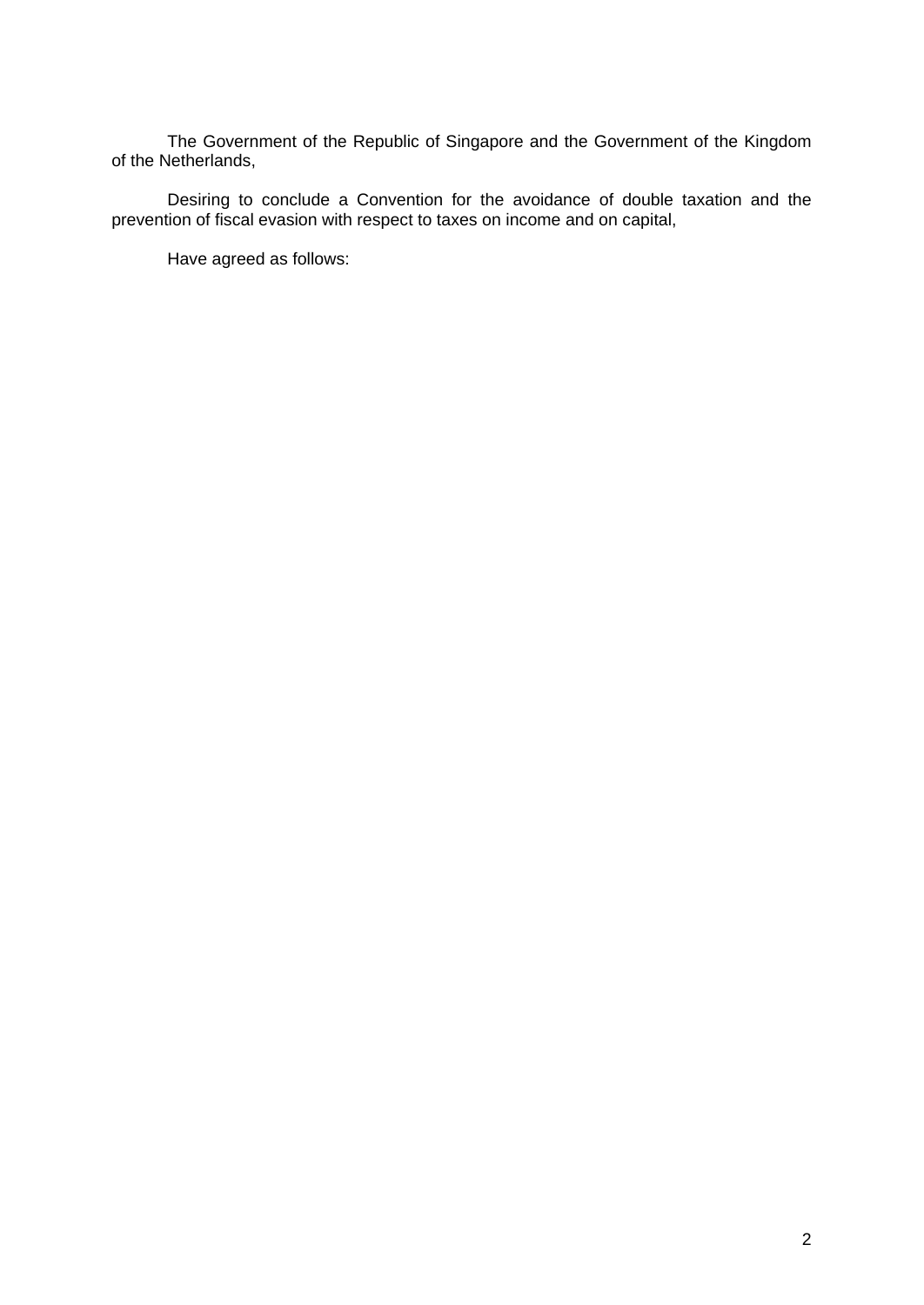The Government of the Republic of Singapore and the Government of the Kingdom of the Netherlands,

Desiring to conclude a Convention for the avoidance of double taxation and the prevention of fiscal evasion with respect to taxes on income and on capital,

Have agreed as follows: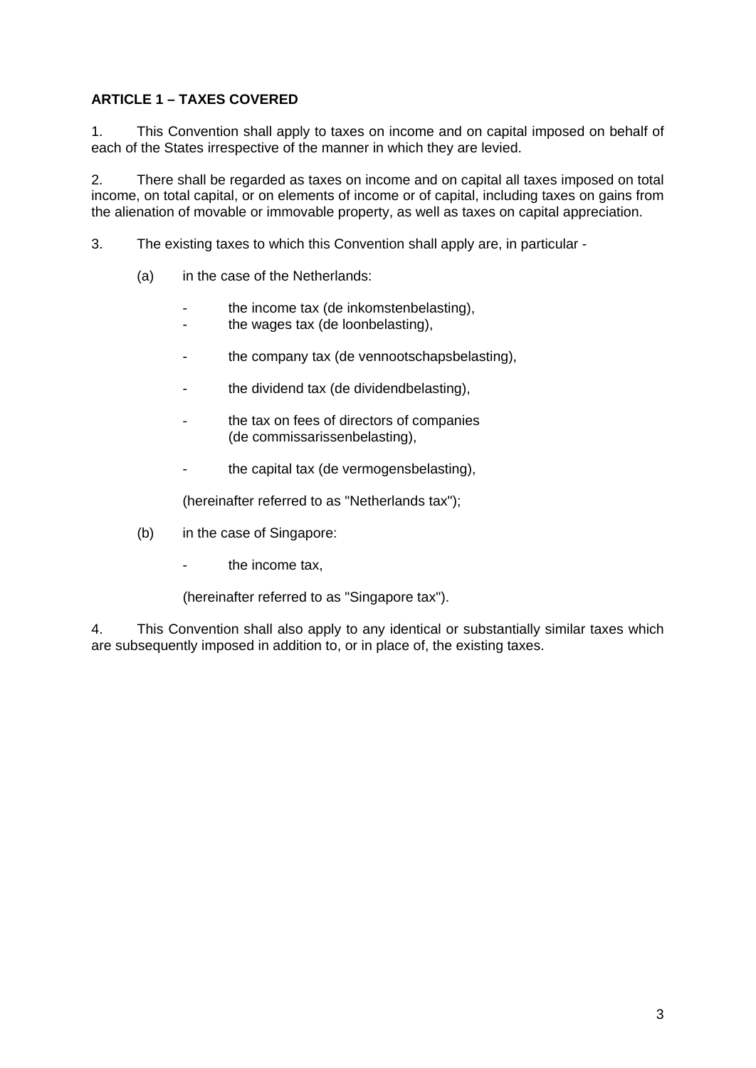**ARTICLE 1 – TAXES COVERED**

1. This Convention shall apply to taxes on income and on capital imposed on behalf of each of the States irrespective of the manner in which they are levied.

2. There shall be regarded as taxes on income and on capital all taxes imposed on total income, on total capital, or on elements of income or of capital, including taxes on gains from the alienation of movable or immovable property, as well as taxes on capital appreciation.

3. The existing taxes to which this Convention shall apply are, in particular -

   (a) in the case of the Netherlands:

   - the income tax (de inkomstenbelasting),
   - the wages tax (de loonbelasting),
   - the company tax (de vennootschapsbelasting),
   - the dividend tax (de dividendbelasting),
   - the tax on fees of directors of companies (de commissarissenbelasting),
   - the capital tax (de vermogensbelasting),

   (hereinafter referred to as "Netherlands tax");

   (b) in the case of Singapore:

   - the income tax,

   (hereinafter referred to as "Singapore tax").

4. This Convention shall also apply to any identical or substantially similar taxes which are subsequently imposed in addition to, or in place of, the existing taxes.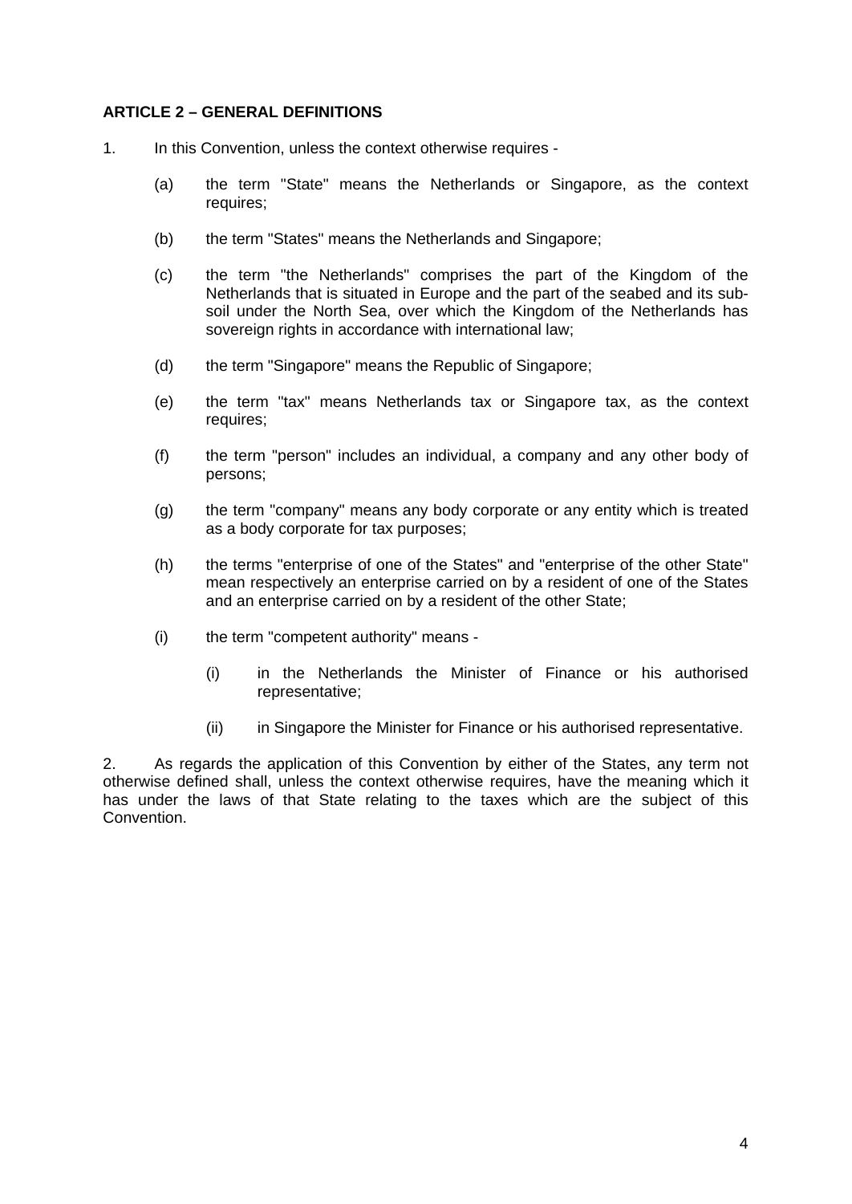**ARTICLE 2 – GENERAL DEFINITIONS**

1. In this Convention, unless the context otherwise requires -

   (a) the term "State" means the Netherlands or Singapore, as the context requires;

   (b) the term "States" means the Netherlands and Singapore;

   (c) the term "the Netherlands" comprises the part of the Kingdom of the Netherlands that is situated in Europe and the part of the seabed and its sub-soil under the North Sea, over which the Kingdom of the Netherlands has sovereign rights in accordance with international law;

   (d) the term "Singapore" means the Republic of Singapore;

   (e) the term "tax" means Netherlands tax or Singapore tax, as the context requires;

   (f) the term "person" includes an individual, a company and any other body of persons;

   (g) the term "company" means any body corporate or any entity which is treated as a body corporate for tax purposes;

   (h) the terms "enterprise of one of the States" and "enterprise of the other State" mean respectively an enterprise carried on by a resident of one of the States and an enterprise carried on by a resident of the other State;

   (i) the term "competent authority" means -

      (i) in the Netherlands the Minister of Finance or his authorised representative;

      (ii) in Singapore the Minister for Finance or his authorised representative.

2. As regards the application of this Convention by either of the States, any term not otherwise defined shall, unless the context otherwise requires, have the meaning which it has under the laws of that State relating to the taxes which are the subject of this Convention.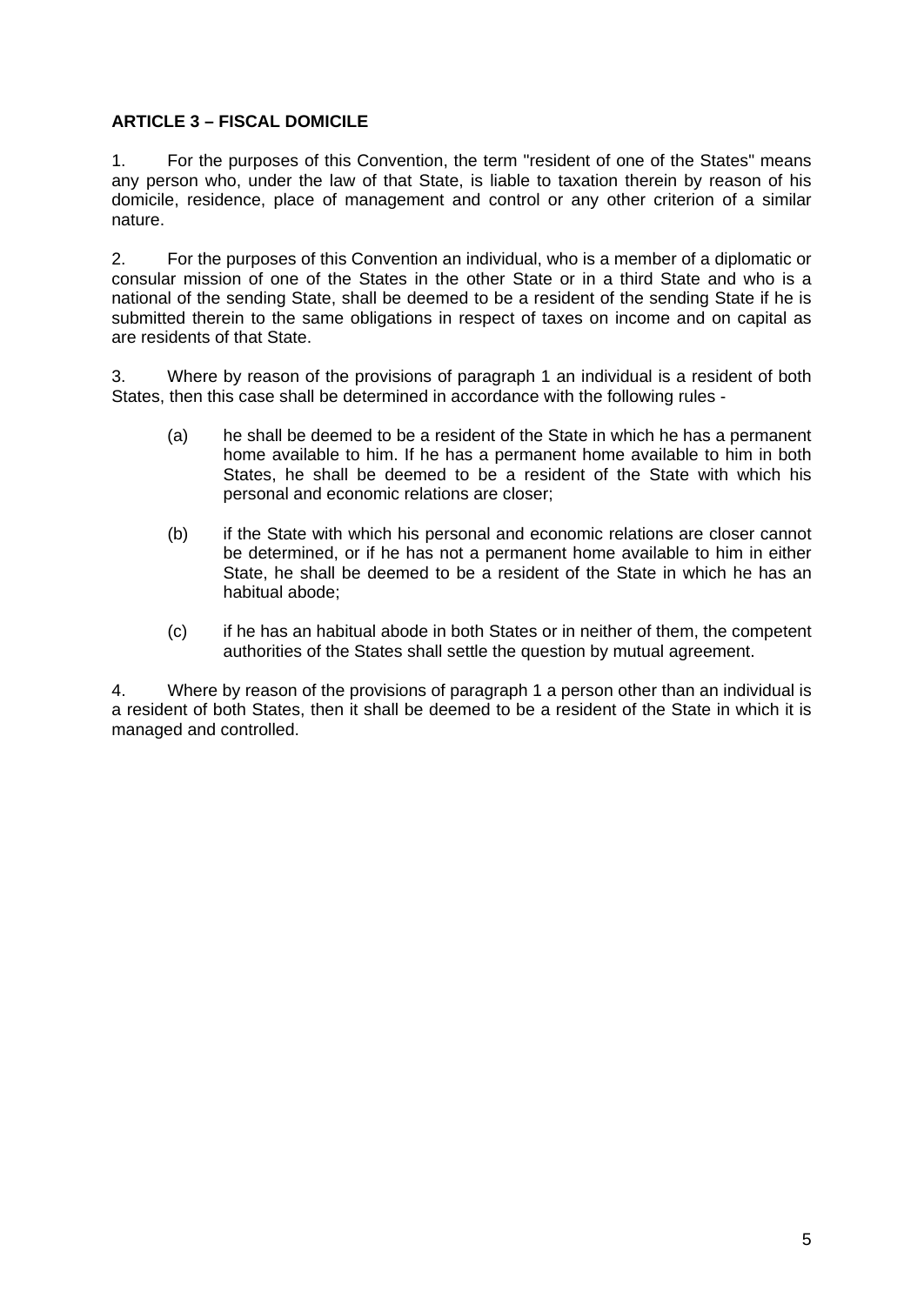## ARTICLE 3 – FISCAL DOMICILE

1. For the purposes of this Convention, the term "resident of one of the States" means any person who, under the law of that State, is liable to taxation therein by reason of his domicile, residence, place of management and control or any other criterion of a similar nature.

2. For the purposes of this Convention an individual, who is a member of a diplomatic or consular mission of one of the States in the other State or in a third State and who is a national of the sending State, shall be deemed to be a resident of the sending State if he is submitted therein to the same obligations in respect of taxes on income and on capital as are residents of that State.

3. Where by reason of the provisions of paragraph 1 an individual is a resident of both States, then this case shall be determined in accordance with the following rules -

   (a) he shall be deemed to be a resident of the State in which he has a permanent home available to him. If he has a permanent home available to him in both States, he shall be deemed to be a resident of the State with which his personal and economic relations are closer;

   (b) if the State with which his personal and economic relations are closer cannot be determined, or if he has not a permanent home available to him in either State, he shall be deemed to be a resident of the State in which he has an habitual abode;

   (c) if he has an habitual abode in both States or in neither of them, the competent authorities of the States shall settle the question by mutual agreement.

4. Where by reason of the provisions of paragraph 1 a person other than an individual is a resident of both States, then it shall be deemed to be a resident of the State in which it is managed and controlled.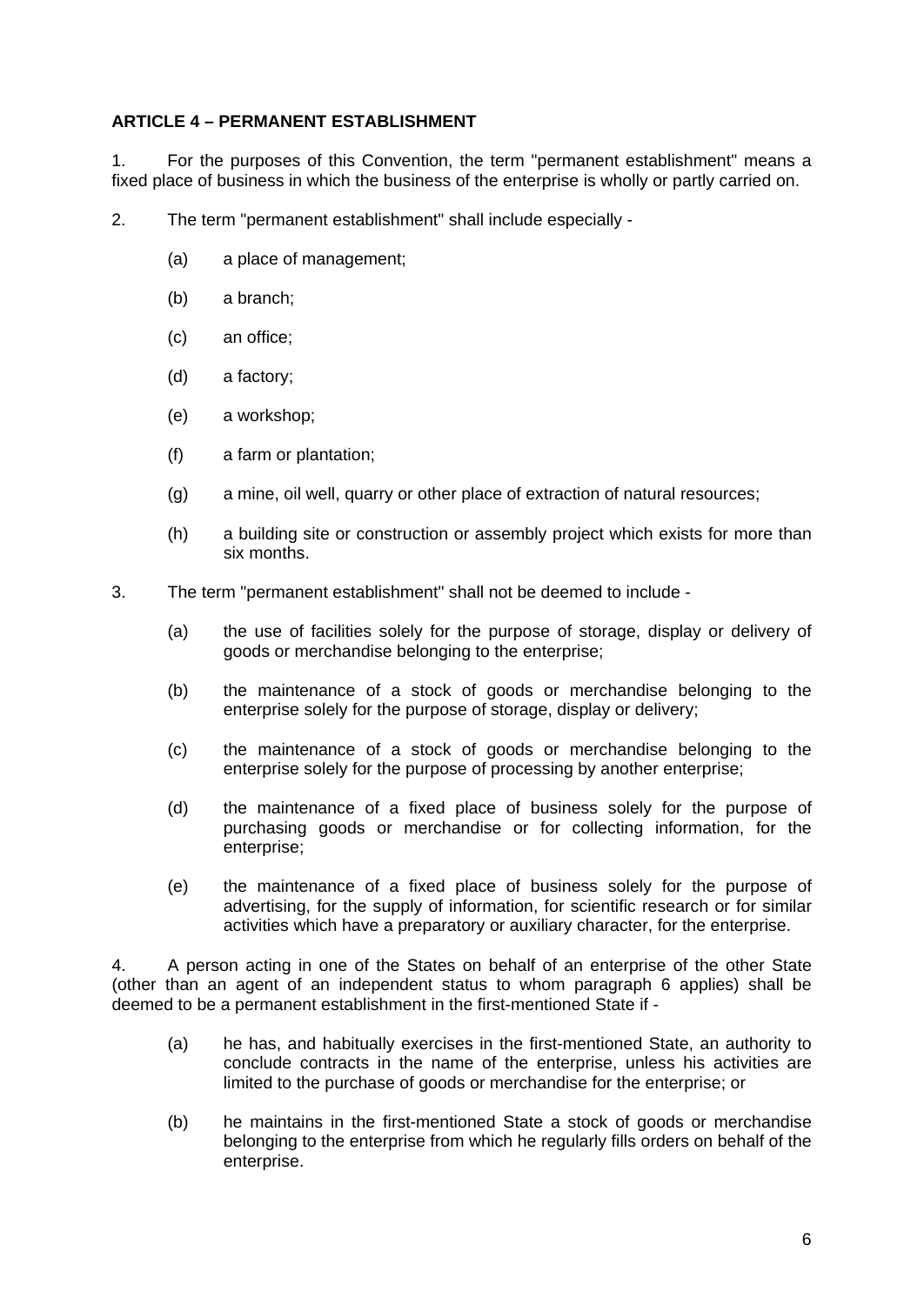**ARTICLE 4 – PERMANENT ESTABLISHMENT**

1. For the purposes of this Convention, the term "permanent establishment" means a fixed place of business in which the business of the enterprise is wholly or partly carried on.

2. The term "permanent establishment" shall include especially -

   (a) a place of management;

   (b) a branch;

   (c) an office;

   (d) a factory;

   (e) a workshop;

   (f) a farm or plantation;

   (g) a mine, oil well, quarry or other place of extraction of natural resources;

   (h) a building site or construction or assembly project which exists for more than six months.

3. The term "permanent establishment" shall not be deemed to include -

   (a) the use of facilities solely for the purpose of storage, display or delivery of goods or merchandise belonging to the enterprise;

   (b) the maintenance of a stock of goods or merchandise belonging to the enterprise solely for the purpose of storage, display or delivery;

   (c) the maintenance of a stock of goods or merchandise belonging to the enterprise solely for the purpose of processing by another enterprise;

   (d) the maintenance of a fixed place of business solely for the purpose of purchasing goods or merchandise or for collecting information, for the enterprise;

   (e) the maintenance of a fixed place of business solely for the purpose of advertising, for the supply of information, for scientific research or for similar activities which have a preparatory or auxiliary character, for the enterprise.

4. A person acting in one of the States on behalf of an enterprise of the other State (other than an agent of an independent status to whom paragraph 6 applies) shall be deemed to be a permanent establishment in the first-mentioned State if -

   (a) he has, and habitually exercises in the first-mentioned State, an authority to conclude contracts in the name of the enterprise, unless his activities are limited to the purchase of goods or merchandise for the enterprise; or

   (b) he maintains in the first-mentioned State a stock of goods or merchandise belonging to the enterprise from which he regularly fills orders on behalf of the enterprise.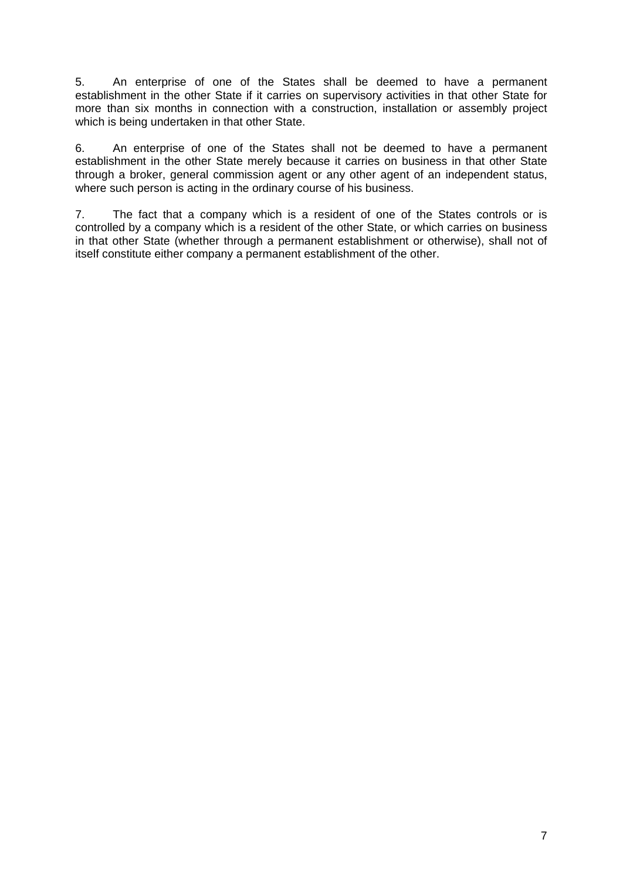5. An enterprise of one of the States shall be deemed to have a permanent establishment in the other State if it carries on supervisory activities in that other State for more than six months in connection with a construction, installation or assembly project which is being undertaken in that other State.

6. An enterprise of one of the States shall not be deemed to have a permanent establishment in the other State merely because it carries on business in that other State through a broker, general commission agent or any other agent of an independent status, where such person is acting in the ordinary course of his business.

7. The fact that a company which is a resident of one of the States controls or is controlled by a company which is a resident of the other State, or which carries on business in that other State (whether through a permanent establishment or otherwise), shall not of itself constitute either company a permanent establishment of the other.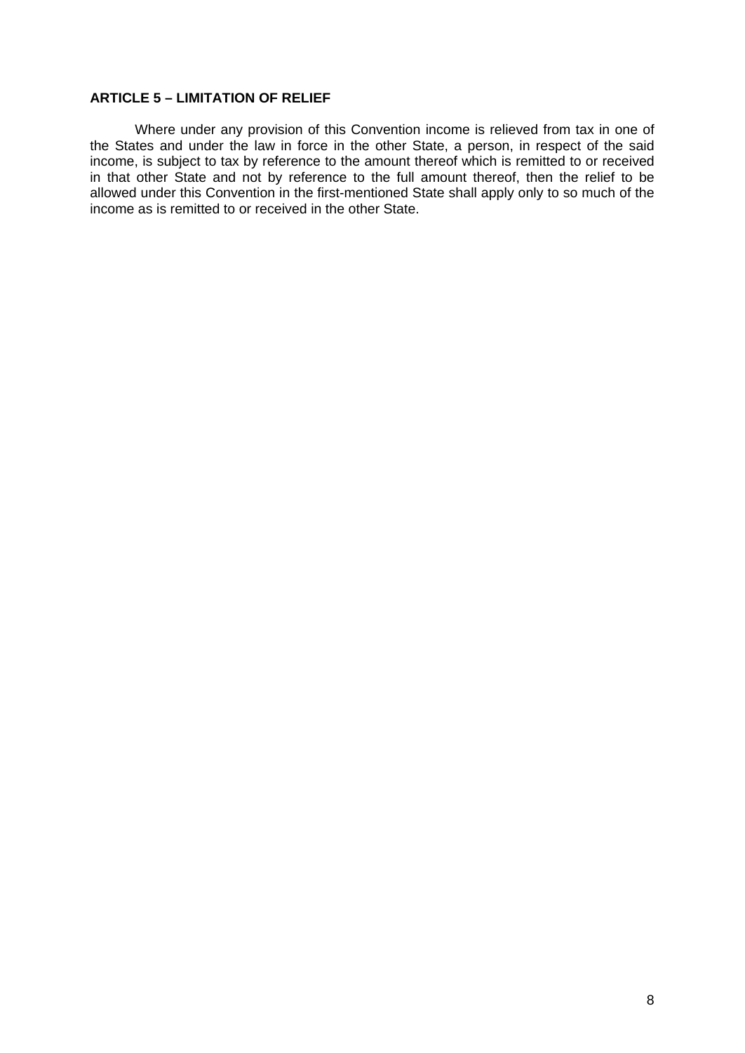**ARTICLE 5 – LIMITATION OF RELIEF**

Where under any provision of this Convention income is relieved from tax in one of the States and under the law in force in the other State, a person, in respect of the said income, is subject to tax by reference to the amount thereof which is remitted to or received in that other State and not by reference to the full amount thereof, then the relief to be allowed under this Convention in the first-mentioned State shall apply only to so much of the income as is remitted to or received in the other State.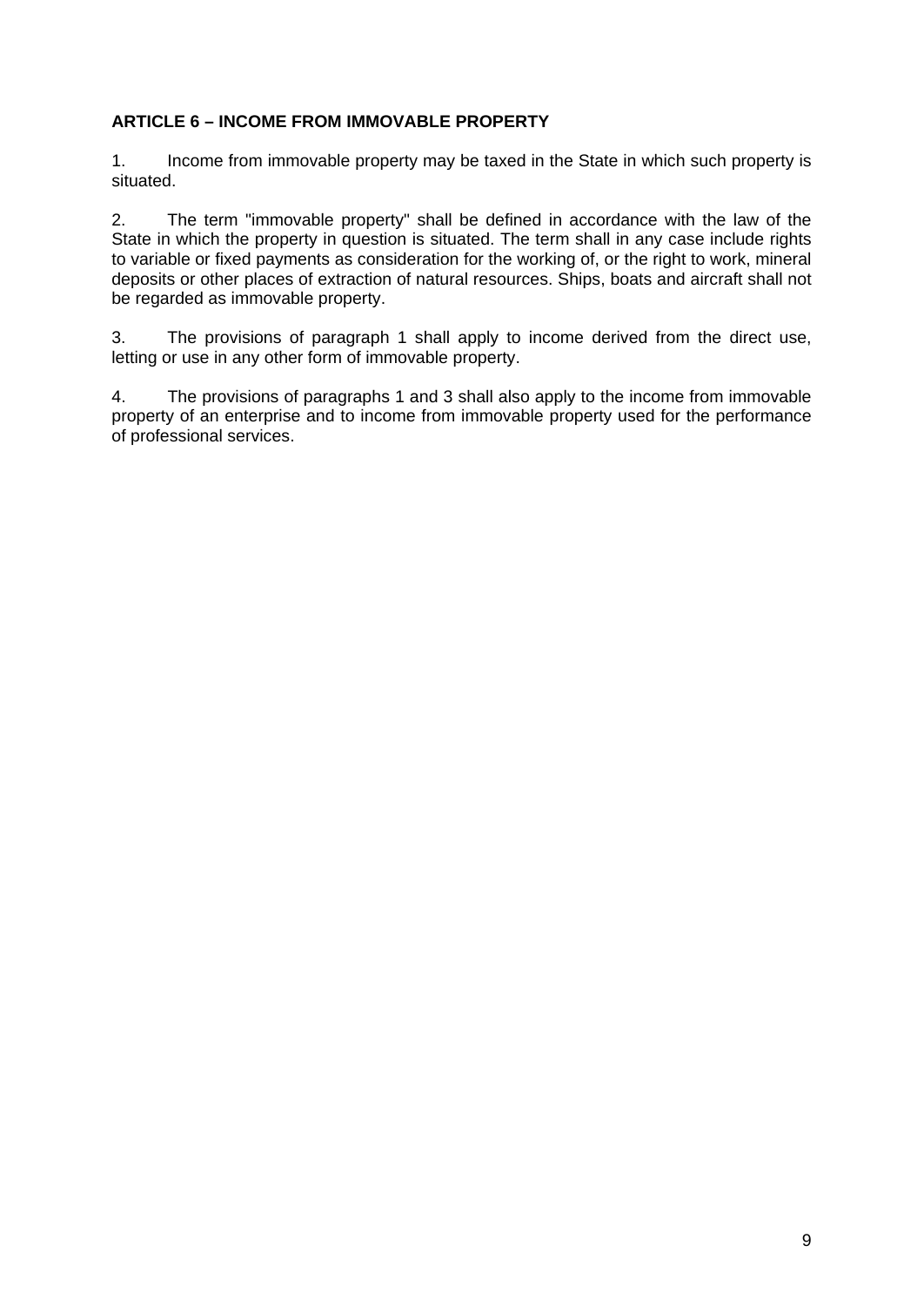**ARTICLE 6 – INCOME FROM IMMOVABLE PROPERTY**

1. Income from immovable property may be taxed in the State in which such property is situated.

2. The term "immovable property" shall be defined in accordance with the law of the State in which the property in question is situated. The term shall in any case include rights to variable or fixed payments as consideration for the working of, or the right to work, mineral deposits or other places of extraction of natural resources. Ships, boats and aircraft shall not be regarded as immovable property.

3. The provisions of paragraph 1 shall apply to income derived from the direct use, letting or use in any other form of immovable property.

4. The provisions of paragraphs 1 and 3 shall also apply to the income from immovable property of an enterprise and to income from immovable property used for the performance of professional services.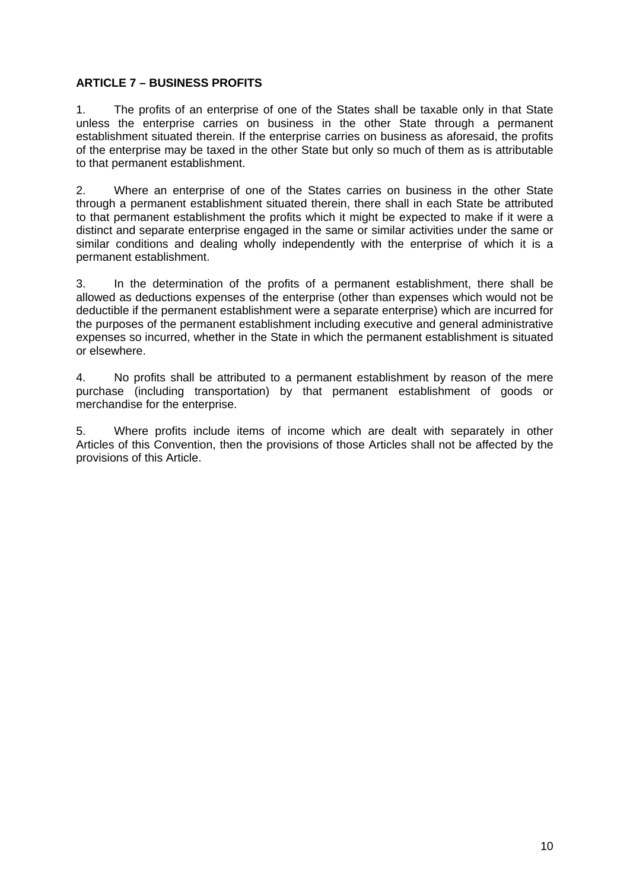**ARTICLE 7 – BUSINESS PROFITS**

1. The profits of an enterprise of one of the States shall be taxable only in that State unless the enterprise carries on business in the other State through a permanent establishment situated therein. If the enterprise carries on business as aforesaid, the profits of the enterprise may be taxed in the other State but only so much of them as is attributable to that permanent establishment.

2. Where an enterprise of one of the States carries on business in the other State through a permanent establishment situated therein, there shall in each State be attributed to that permanent establishment the profits which it might be expected to make if it were a distinct and separate enterprise engaged in the same or similar activities under the same or similar conditions and dealing wholly independently with the enterprise of which it is a permanent establishment.

3. In the determination of the profits of a permanent establishment, there shall be allowed as deductions expenses of the enterprise (other than expenses which would not be deductible if the permanent establishment were a separate enterprise) which are incurred for the purposes of the permanent establishment including executive and general administrative expenses so incurred, whether in the State in which the permanent establishment is situated or elsewhere.

4. No profits shall be attributed to a permanent establishment by reason of the mere purchase (including transportation) by that permanent establishment of goods or merchandise for the enterprise.

5. Where profits include items of income which are dealt with separately in other Articles of this Convention, then the provisions of those Articles shall not be affected by the provisions of this Article.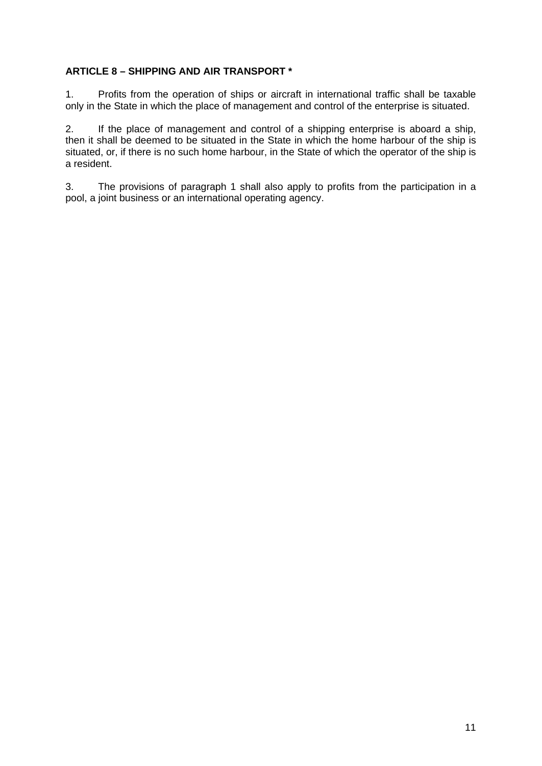**ARTICLE 8 – SHIPPING AND AIR TRANSPORT ***

1. Profits from the operation of ships or aircraft in international traffic shall be taxable only in the State in which the place of management and control of the enterprise is situated.

2. If the place of management and control of a shipping enterprise is aboard a ship, then it shall be deemed to be situated in the State in which the home harbour of the ship is situated, or, if there is no such home harbour, in the State of which the operator of the ship is a resident.

3. The provisions of paragraph 1 shall also apply to profits from the participation in a pool, a joint business or an international operating agency.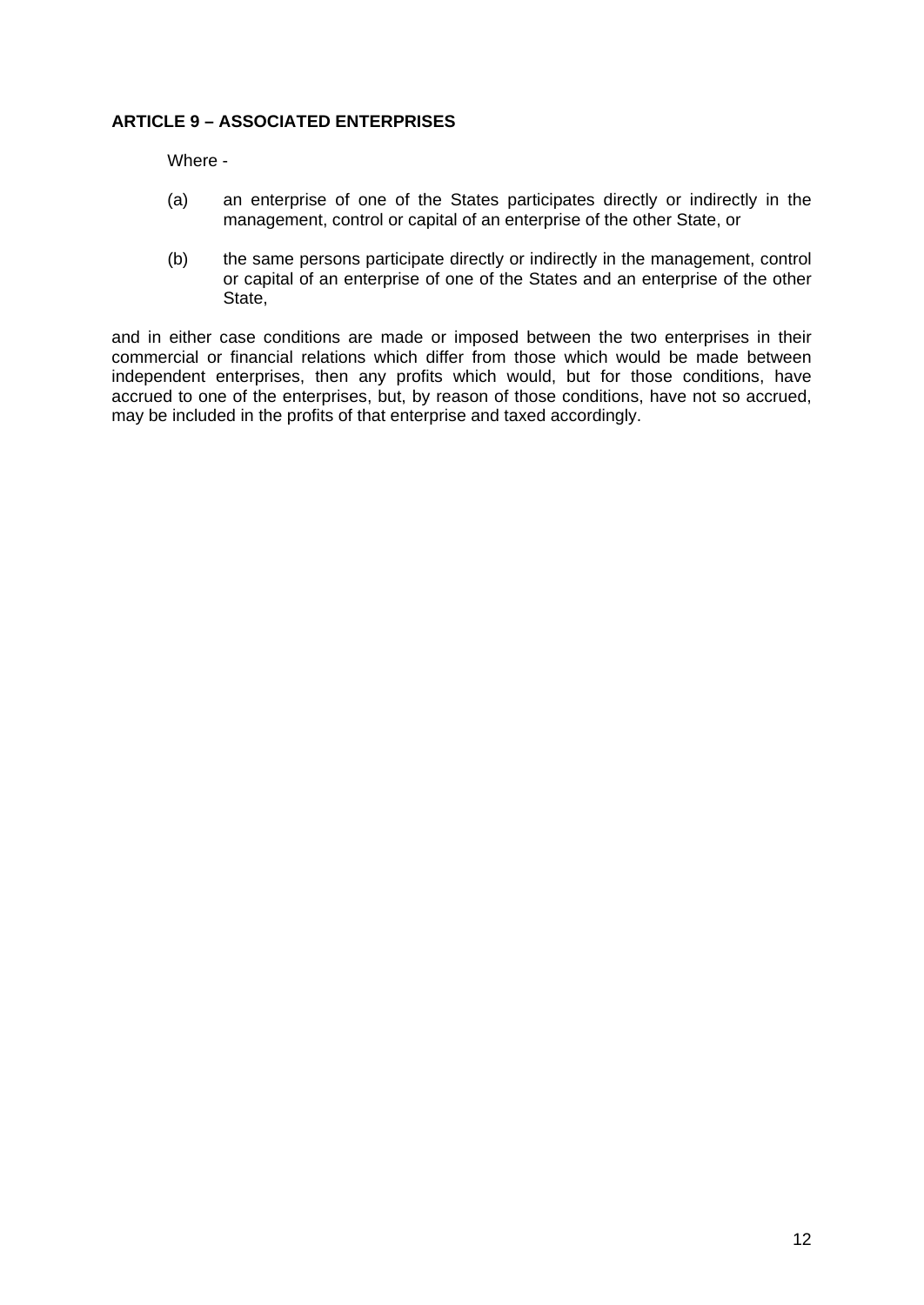**ARTICLE 9 – ASSOCIATED ENTERPRISES**

Where -

(a) an enterprise of one of the States participates directly or indirectly in the management, control or capital of an enterprise of the other State, or

(b) the same persons participate directly or indirectly in the management, control or capital of an enterprise of one of the States and an enterprise of the other State,

and in either case conditions are made or imposed between the two enterprises in their commercial or financial relations which differ from those which would be made between independent enterprises, then any profits which would, but for those conditions, have accrued to one of the enterprises, but, by reason of those conditions, have not so accrued, may be included in the profits of that enterprise and taxed accordingly.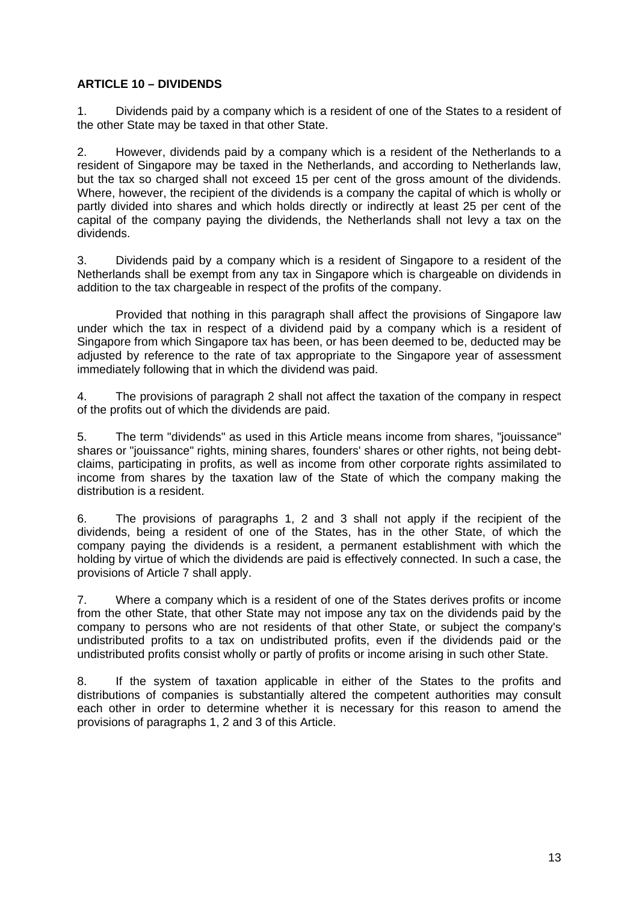**ARTICLE 10 – DIVIDENDS**

1. Dividends paid by a company which is a resident of one of the States to a resident of the other State may be taxed in that other State.

2. However, dividends paid by a company which is a resident of the Netherlands to a resident of Singapore may be taxed in the Netherlands, and according to Netherlands law, but the tax so charged shall not exceed 15 per cent of the gross amount of the dividends. Where, however, the recipient of the dividends is a company the capital of which is wholly or partly divided into shares and which holds directly or indirectly at least 25 per cent of the capital of the company paying the dividends, the Netherlands shall not levy a tax on the dividends.

3. Dividends paid by a company which is a resident of Singapore to a resident of the Netherlands shall be exempt from any tax in Singapore which is chargeable on dividends in addition to the tax chargeable in respect of the profits of the company.

Provided that nothing in this paragraph shall affect the provisions of Singapore law under which the tax in respect of a dividend paid by a company which is a resident of Singapore from which Singapore tax has been, or has been deemed to be, deducted may be adjusted by reference to the rate of tax appropriate to the Singapore year of assessment immediately following that in which the dividend was paid.

4. The provisions of paragraph 2 shall not affect the taxation of the company in respect of the profits out of which the dividends are paid.

5. The term "dividends" as used in this Article means income from shares, "jouissance" shares or "jouissance" rights, mining shares, founders' shares or other rights, not being debt-claims, participating in profits, as well as income from other corporate rights assimilated to income from shares by the taxation law of the State of which the company making the distribution is a resident.

6. The provisions of paragraphs 1, 2 and 3 shall not apply if the recipient of the dividends, being a resident of one of the States, has in the other State, of which the company paying the dividends is a resident, a permanent establishment with which the holding by virtue of which the dividends are paid is effectively connected. In such a case, the provisions of Article 7 shall apply.

7. Where a company which is a resident of one of the States derives profits or income from the other State, that other State may not impose any tax on the dividends paid by the company to persons who are not residents of that other State, or subject the company's undistributed profits to a tax on undistributed profits, even if the dividends paid or the undistributed profits consist wholly or partly of profits or income arising in such other State.

8. If the system of taxation applicable in either of the States to the profits and distributions of companies is substantially altered the competent authorities may consult each other in order to determine whether it is necessary for this reason to amend the provisions of paragraphs 1, 2 and 3 of this Article.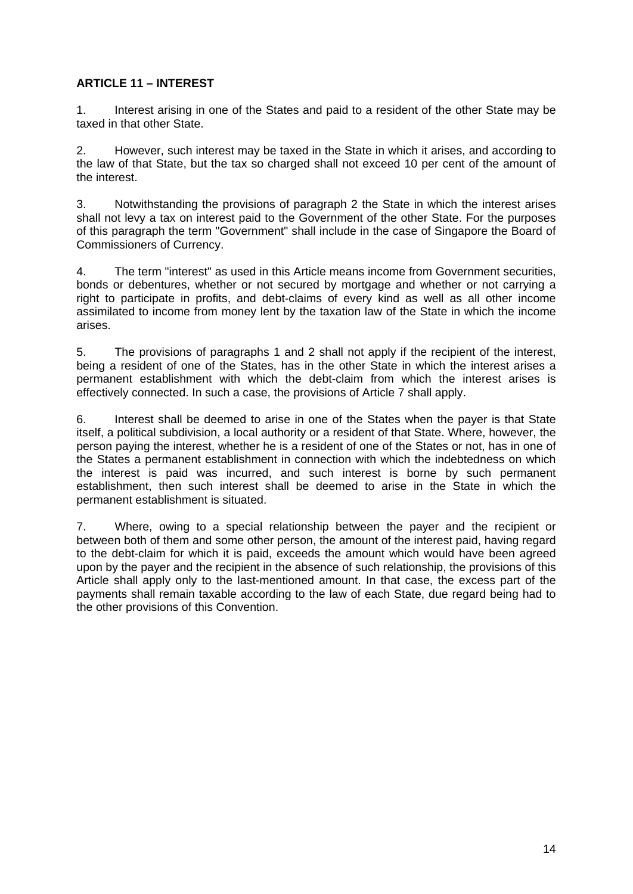**ARTICLE 11 – INTEREST**

1. Interest arising in one of the States and paid to a resident of the other State may be taxed in that other State.

2. However, such interest may be taxed in the State in which it arises, and according to the law of that State, but the tax so charged shall not exceed 10 per cent of the amount of the interest.

3. Notwithstanding the provisions of paragraph 2 the State in which the interest arises shall not levy a tax on interest paid to the Government of the other State. For the purposes of this paragraph the term "Government" shall include in the case of Singapore the Board of Commissioners of Currency.

4. The term "interest" as used in this Article means income from Government securities, bonds or debentures, whether or not secured by mortgage and whether or not carrying a right to participate in profits, and debt-claims of every kind as well as all other income assimilated to income from money lent by the taxation law of the State in which the income arises.

5. The provisions of paragraphs 1 and 2 shall not apply if the recipient of the interest, being a resident of one of the States, has in the other State in which the interest arises a permanent establishment with which the debt-claim from which the interest arises is effectively connected. In such a case, the provisions of Article 7 shall apply.

6. Interest shall be deemed to arise in one of the States when the payer is that State itself, a political subdivision, a local authority or a resident of that State. Where, however, the person paying the interest, whether he is a resident of one of the States or not, has in one of the States a permanent establishment in connection with which the indebtedness on which the interest is paid was incurred, and such interest is borne by such permanent establishment, then such interest shall be deemed to arise in the State in which the permanent establishment is situated.

7. Where, owing to a special relationship between the payer and the recipient or between both of them and some other person, the amount of the interest paid, having regard to the debt-claim for which it is paid, exceeds the amount which would have been agreed upon by the payer and the recipient in the absence of such relationship, the provisions of this Article shall apply only to the last-mentioned amount. In that case, the excess part of the payments shall remain taxable according to the law of each State, due regard being had to the other provisions of this Convention.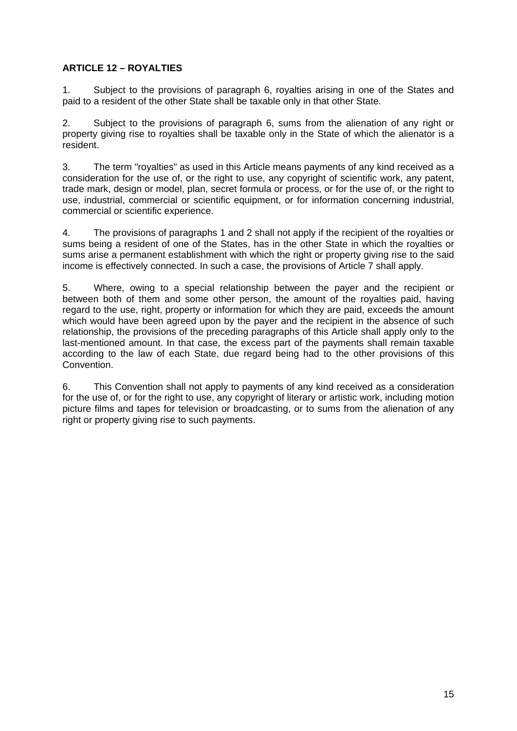### ARTICLE 12 – ROYALTIES

1. Subject to the provisions of paragraph 6, royalties arising in one of the States and paid to a resident of the other State shall be taxable only in that other State.

2. Subject to the provisions of paragraph 6, sums from the alienation of any right or property giving rise to royalties shall be taxable only in the State of which the alienator is a resident.

3. The term "royalties" as used in this Article means payments of any kind received as a consideration for the use of, or the right to use, any copyright of scientific work, any patent, trade mark, design or model, plan, secret formula or process, or for the use of, or the right to use, industrial, commercial or scientific equipment, or for information concerning industrial, commercial or scientific experience.

4. The provisions of paragraphs 1 and 2 shall not apply if the recipient of the royalties or sums being a resident of one of the States, has in the other State in which the royalties or sums arise a permanent establishment with which the right or property giving rise to the said income is effectively connected. In such a case, the provisions of Article 7 shall apply.

5. Where, owing to a special relationship between the payer and the recipient or between both of them and some other person, the amount of the royalties paid, having regard to the use, right, property or information for which they are paid, exceeds the amount which would have been agreed upon by the payer and the recipient in the absence of such relationship, the provisions of the preceding paragraphs of this Article shall apply only to the last-mentioned amount. In that case, the excess part of the payments shall remain taxable according to the law of each State, due regard being had to the other provisions of this Convention.

6. This Convention shall not apply to payments of any kind received as a consideration for the use of, or for the right to use, any copyright of literary or artistic work, including motion picture films and tapes for television or broadcasting, or to sums from the alienation of any right or property giving rise to such payments.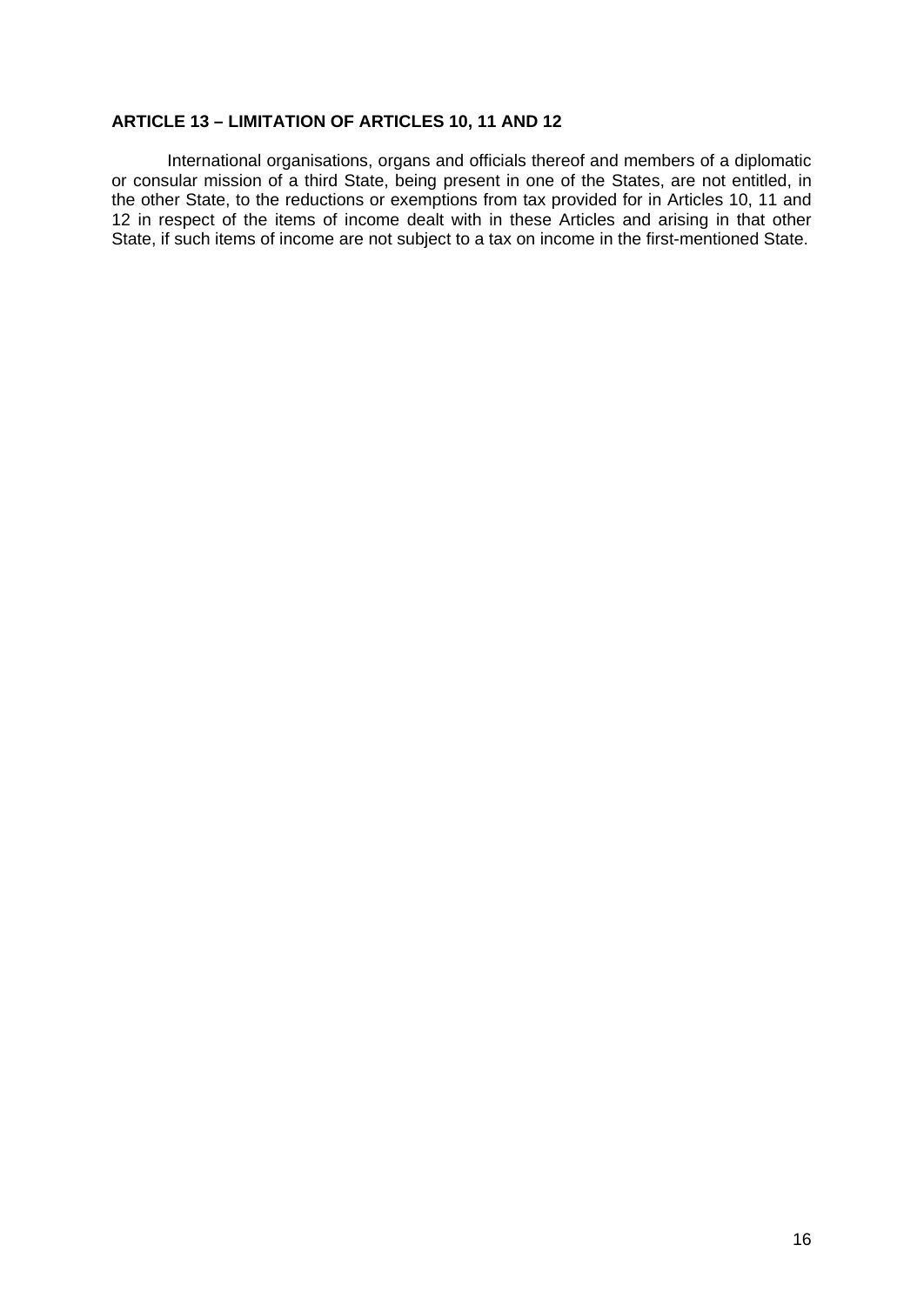**ARTICLE 13 – LIMITATION OF ARTICLES 10, 11 AND 12**

International organisations, organs and officials thereof and members of a diplomatic or consular mission of a third State, being present in one of the States, are not entitled, in the other State, to the reductions or exemptions from tax provided for in Articles 10, 11 and 12 in respect of the items of income dealt with in these Articles and arising in that other State, if such items of income are not subject to a tax on income in the first-mentioned State.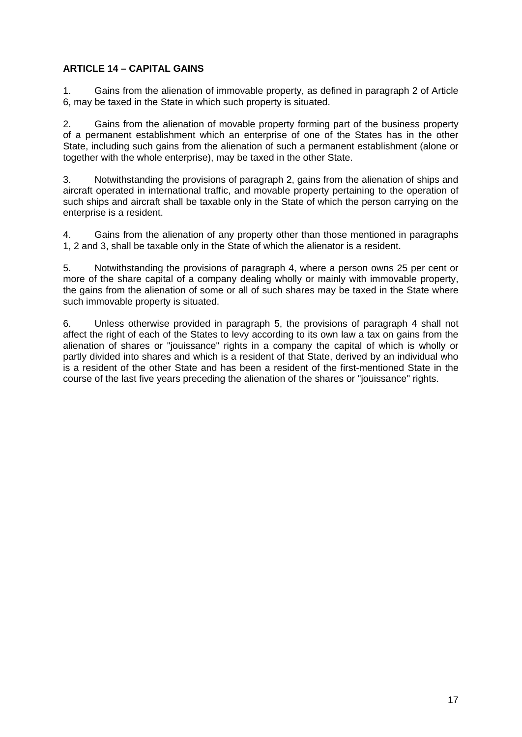**ARTICLE 14 – CAPITAL GAINS**

1. Gains from the alienation of immovable property, as defined in paragraph 2 of Article 6, may be taxed in the State in which such property is situated.

2. Gains from the alienation of movable property forming part of the business property of a permanent establishment which an enterprise of one of the States has in the other State, including such gains from the alienation of such a permanent establishment (alone or together with the whole enterprise), may be taxed in the other State.

3. Notwithstanding the provisions of paragraph 2, gains from the alienation of ships and aircraft operated in international traffic, and movable property pertaining to the operation of such ships and aircraft shall be taxable only in the State of which the person carrying on the enterprise is a resident.

4. Gains from the alienation of any property other than those mentioned in paragraphs 1, 2 and 3, shall be taxable only in the State of which the alienator is a resident.

5. Notwithstanding the provisions of paragraph 4, where a person owns 25 per cent or more of the share capital of a company dealing wholly or mainly with immovable property, the gains from the alienation of some or all of such shares may be taxed in the State where such immovable property is situated.

6. Unless otherwise provided in paragraph 5, the provisions of paragraph 4 shall not affect the right of each of the States to levy according to its own law a tax on gains from the alienation of shares or "jouissance" rights in a company the capital of which is wholly or partly divided into shares and which is a resident of that State, derived by an individual who is a resident of the other State and has been a resident of the first-mentioned State in the course of the last five years preceding the alienation of the shares or "jouissance" rights.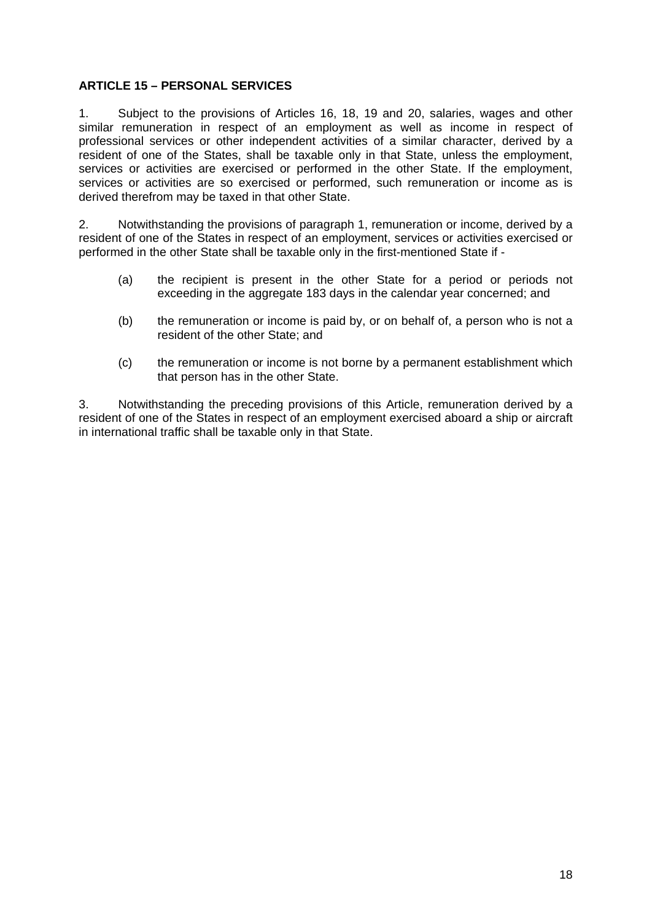**ARTICLE 15 – PERSONAL SERVICES**

1. Subject to the provisions of Articles 16, 18, 19 and 20, salaries, wages and other similar remuneration in respect of an employment as well as income in respect of professional services or other independent activities of a similar character, derived by a resident of one of the States, shall be taxable only in that State, unless the employment, services or activities are exercised or performed in the other State. If the employment, services or activities are so exercised or performed, such remuneration or income as is derived therefrom may be taxed in that other State.

2. Notwithstanding the provisions of paragraph 1, remuneration or income, derived by a resident of one of the States in respect of an employment, services or activities exercised or performed in the other State shall be taxable only in the first-mentioned State if -

(a) the recipient is present in the other State for a period or periods not exceeding in the aggregate 183 days in the calendar year concerned; and

(b) the remuneration or income is paid by, or on behalf of, a person who is not a resident of the other State; and

(c) the remuneration or income is not borne by a permanent establishment which that person has in the other State.

3. Notwithstanding the preceding provisions of this Article, remuneration derived by a resident of one of the States in respect of an employment exercised aboard a ship or aircraft in international traffic shall be taxable only in that State.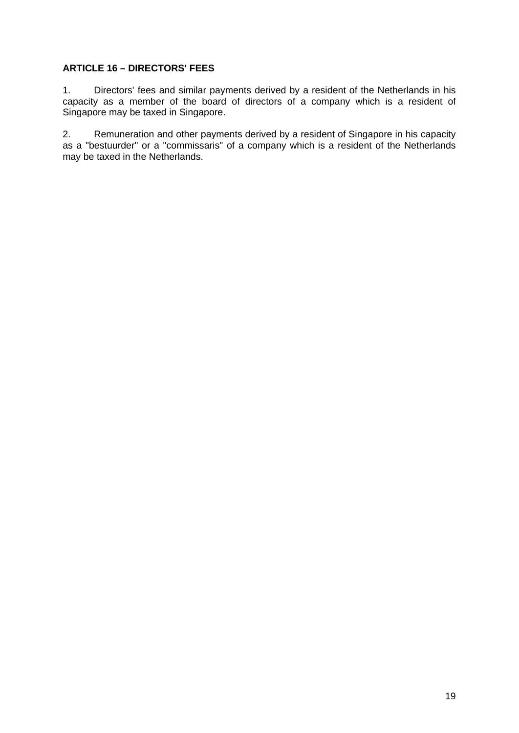**ARTICLE 16 – DIRECTORS' FEES**

1. Directors' fees and similar payments derived by a resident of the Netherlands in his capacity as a member of the board of directors of a company which is a resident of Singapore may be taxed in Singapore.

2. Remuneration and other payments derived by a resident of Singapore in his capacity as a "bestuurder" or a "commissaris" of a company which is a resident of the Netherlands may be taxed in the Netherlands.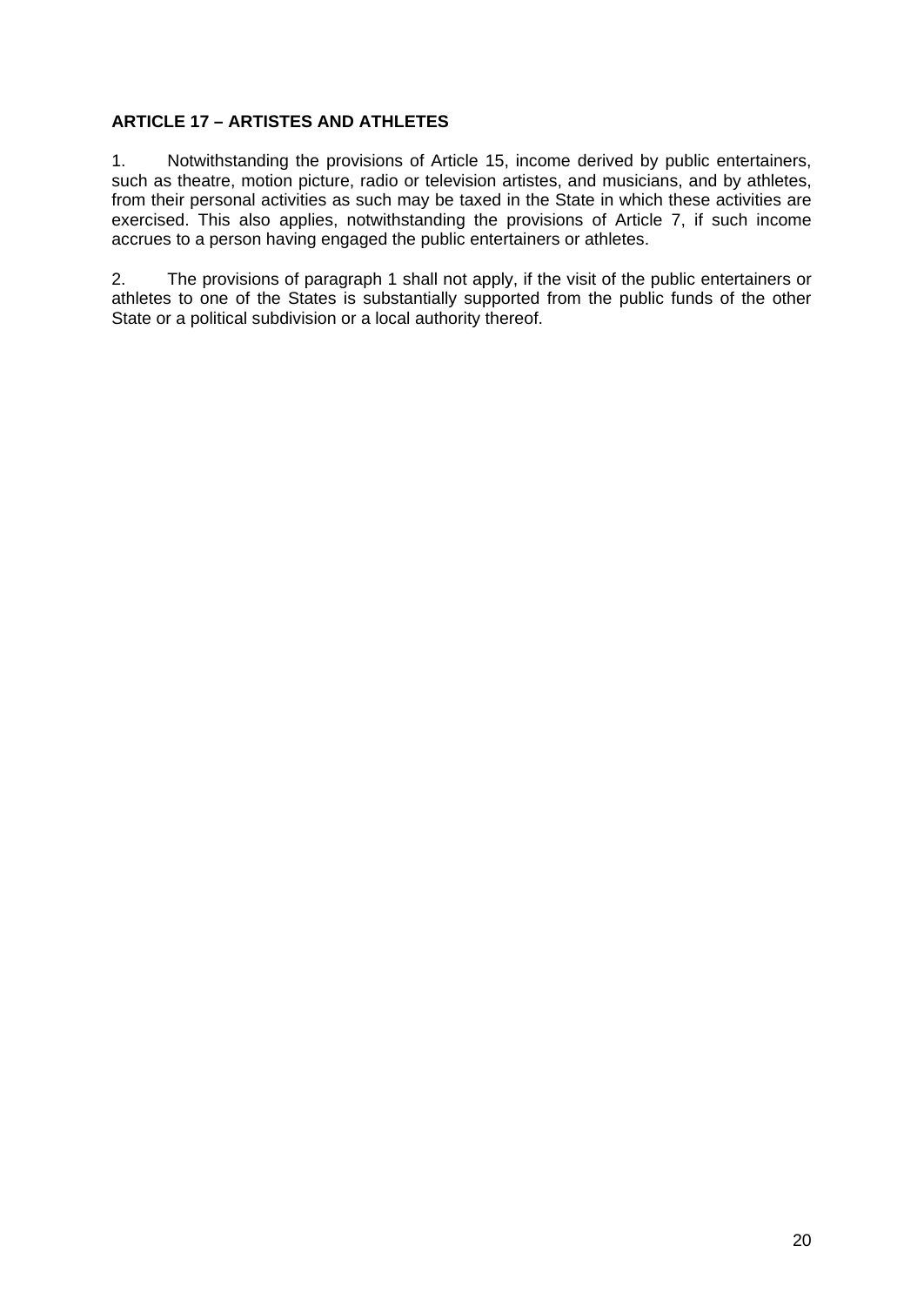**ARTICLE 17 – ARTISTES AND ATHLETES**

1. Notwithstanding the provisions of Article 15, income derived by public entertainers, such as theatre, motion picture, radio or television artistes, and musicians, and by athletes, from their personal activities as such may be taxed in the State in which these activities are exercised. This also applies, notwithstanding the provisions of Article 7, if such income accrues to a person having engaged the public entertainers or athletes.

2. The provisions of paragraph 1 shall not apply, if the visit of the public entertainers or athletes to one of the States is substantially supported from the public funds of the other State or a political subdivision or a local authority thereof.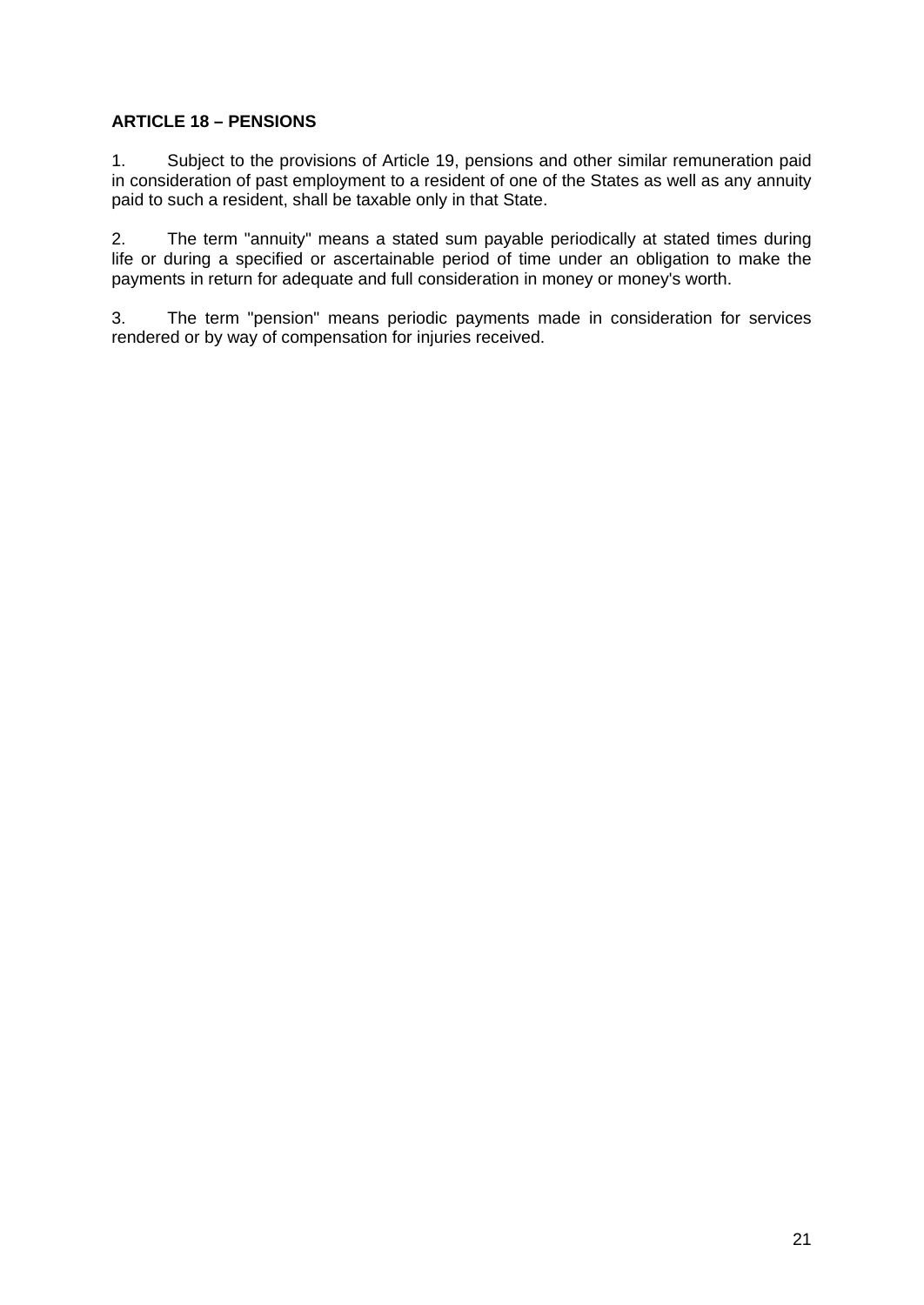**ARTICLE 18 – PENSIONS**

1. Subject to the provisions of Article 19, pensions and other similar remuneration paid in consideration of past employment to a resident of one of the States as well as any annuity paid to such a resident, shall be taxable only in that State.

2. The term "annuity" means a stated sum payable periodically at stated times during life or during a specified or ascertainable period of time under an obligation to make the payments in return for adequate and full consideration in money or money's worth.

3. The term "pension" means periodic payments made in consideration for services rendered or by way of compensation for injuries received.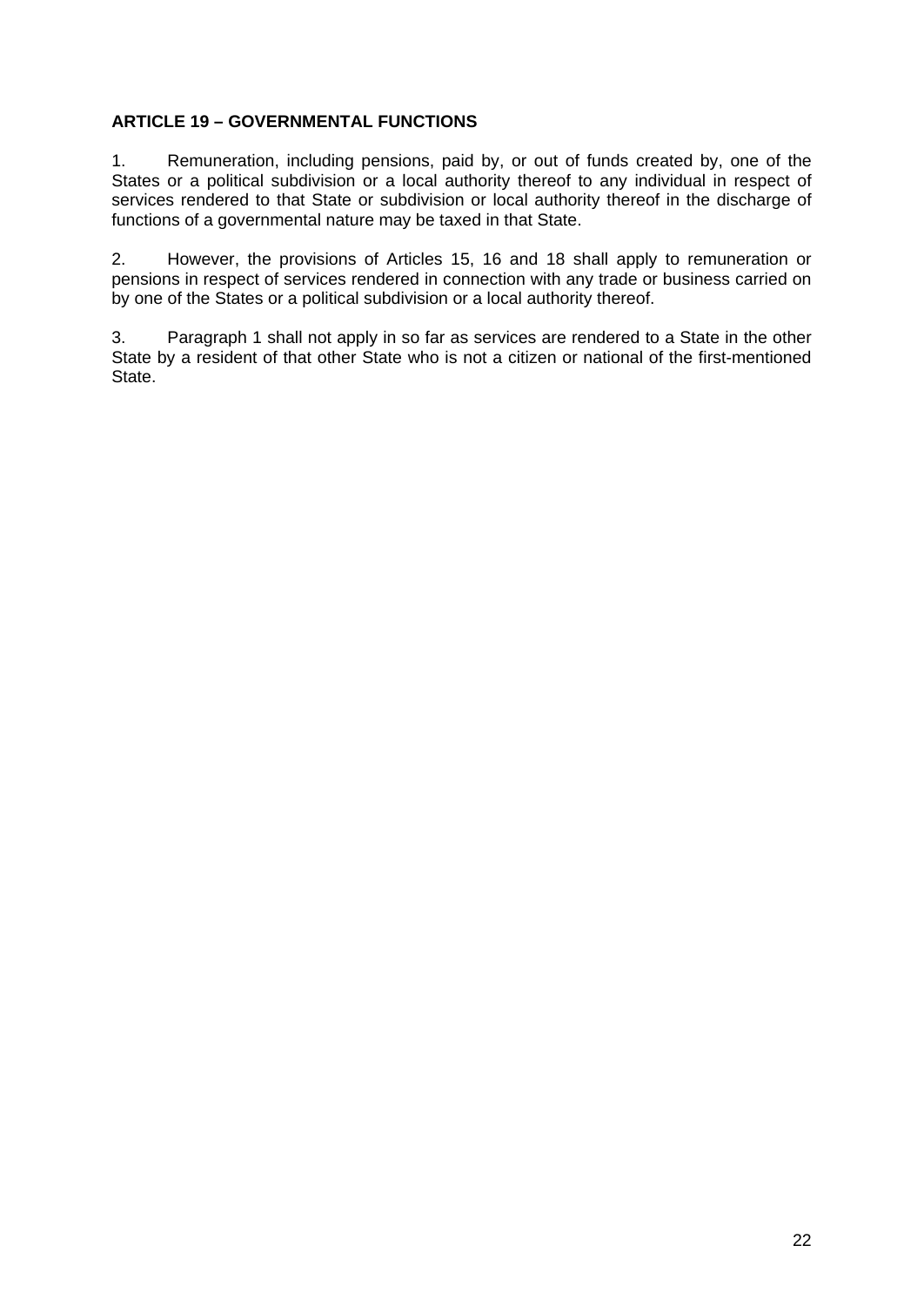**ARTICLE 19 – GOVERNMENTAL FUNCTIONS**

1. Remuneration, including pensions, paid by, or out of funds created by, one of the States or a political subdivision or a local authority thereof to any individual in respect of services rendered to that State or subdivision or local authority thereof in the discharge of functions of a governmental nature may be taxed in that State.

2. However, the provisions of Articles 15, 16 and 18 shall apply to remuneration or pensions in respect of services rendered in connection with any trade or business carried on by one of the States or a political subdivision or a local authority thereof.

3. Paragraph 1 shall not apply in so far as services are rendered to a State in the other State by a resident of that other State who is not a citizen or national of the first-mentioned State.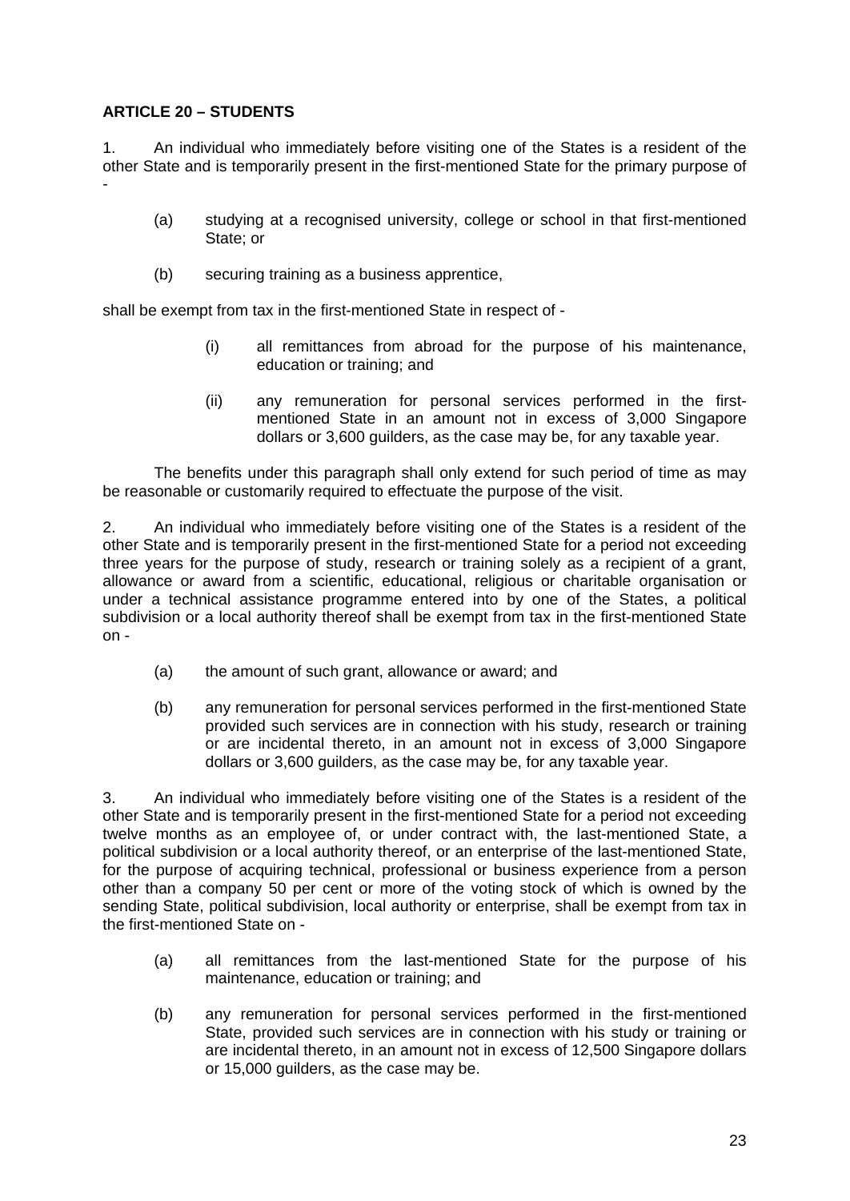**ARTICLE 20 – STUDENTS**

1. An individual who immediately before visiting one of the States is a resident of the other State and is temporarily present in the first-mentioned State for the primary purpose of -

   (a) studying at a recognised university, college or school in that first-mentioned State; or

   (b) securing training as a business apprentice,

shall be exempt from tax in the first-mentioned State in respect of -

   (i) all remittances from abroad for the purpose of his maintenance, education or training; and

   (ii) any remuneration for personal services performed in the first-mentioned State in an amount not in excess of 3,000 Singapore dollars or 3,600 guilders, as the case may be, for any taxable year.

The benefits under this paragraph shall only extend for such period of time as may be reasonable or customarily required to effectuate the purpose of the visit.

2. An individual who immediately before visiting one of the States is a resident of the other State and is temporarily present in the first-mentioned State for a period not exceeding three years for the purpose of study, research or training solely as a recipient of a grant, allowance or award from a scientific, educational, religious or charitable organisation or under a technical assistance programme entered into by one of the States, a political subdivision or a local authority thereof shall be exempt from tax in the first-mentioned State on -

   (a) the amount of such grant, allowance or award; and

   (b) any remuneration for personal services performed in the first-mentioned State provided such services are in connection with his study, research or training or are incidental thereto, in an amount not in excess of 3,000 Singapore dollars or 3,600 guilders, as the case may be, for any taxable year.

3. An individual who immediately before visiting one of the States is a resident of the other State and is temporarily present in the first-mentioned State for a period not exceeding twelve months as an employee of, or under contract with, the last-mentioned State, a political subdivision or a local authority thereof, or an enterprise of the last-mentioned State, for the purpose of acquiring technical, professional or business experience from a person other than a company 50 per cent or more of the voting stock of which is owned by the sending State, political subdivision, local authority or enterprise, shall be exempt from tax in the first-mentioned State on -

   (a) all remittances from the last-mentioned State for the purpose of his maintenance, education or training; and

   (b) any remuneration for personal services performed in the first-mentioned State, provided such services are in connection with his study or training or are incidental thereto, in an amount not in excess of 12,500 Singapore dollars or 15,000 guilders, as the case may be.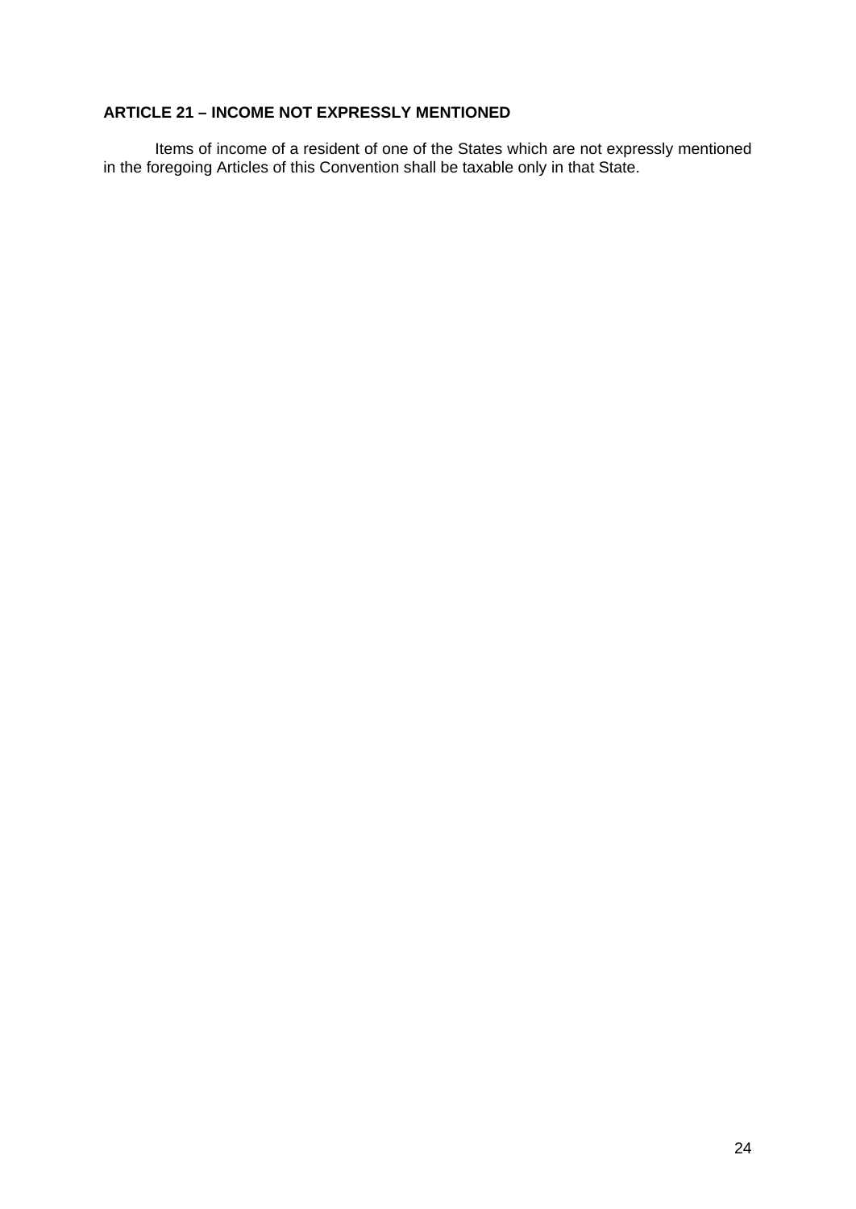**ARTICLE 21 – INCOME NOT EXPRESSLY MENTIONED**

Items of income of a resident of one of the States which are not expressly mentioned in the foregoing Articles of this Convention shall be taxable only in that State.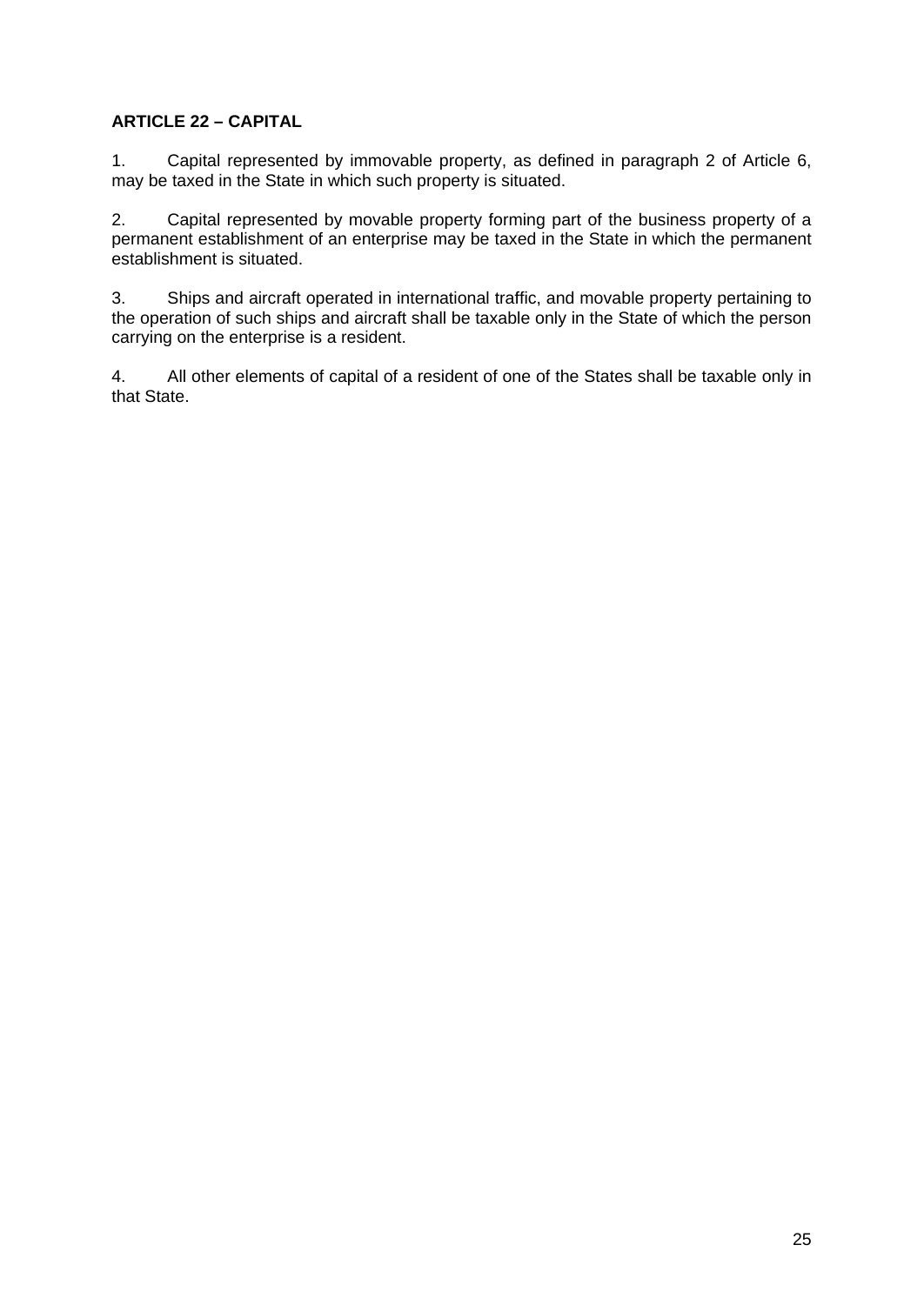**ARTICLE 22 – CAPITAL**

1. Capital represented by immovable property, as defined in paragraph 2 of Article 6, may be taxed in the State in which such property is situated.

2. Capital represented by movable property forming part of the business property of a permanent establishment of an enterprise may be taxed in the State in which the permanent establishment is situated.

3. Ships and aircraft operated in international traffic, and movable property pertaining to the operation of such ships and aircraft shall be taxable only in the State of which the person carrying on the enterprise is a resident.

4. All other elements of capital of a resident of one of the States shall be taxable only in that State.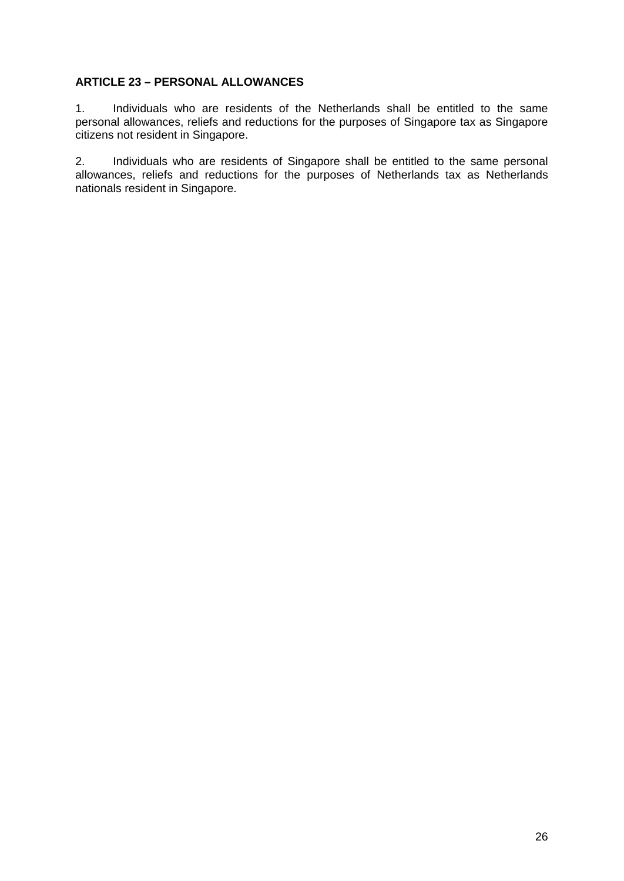**ARTICLE 23 – PERSONAL ALLOWANCES**

1. Individuals who are residents of the Netherlands shall be entitled to the same personal allowances, reliefs and reductions for the purposes of Singapore tax as Singapore citizens not resident in Singapore.

2. Individuals who are residents of Singapore shall be entitled to the same personal allowances, reliefs and reductions for the purposes of Netherlands tax as Netherlands nationals resident in Singapore.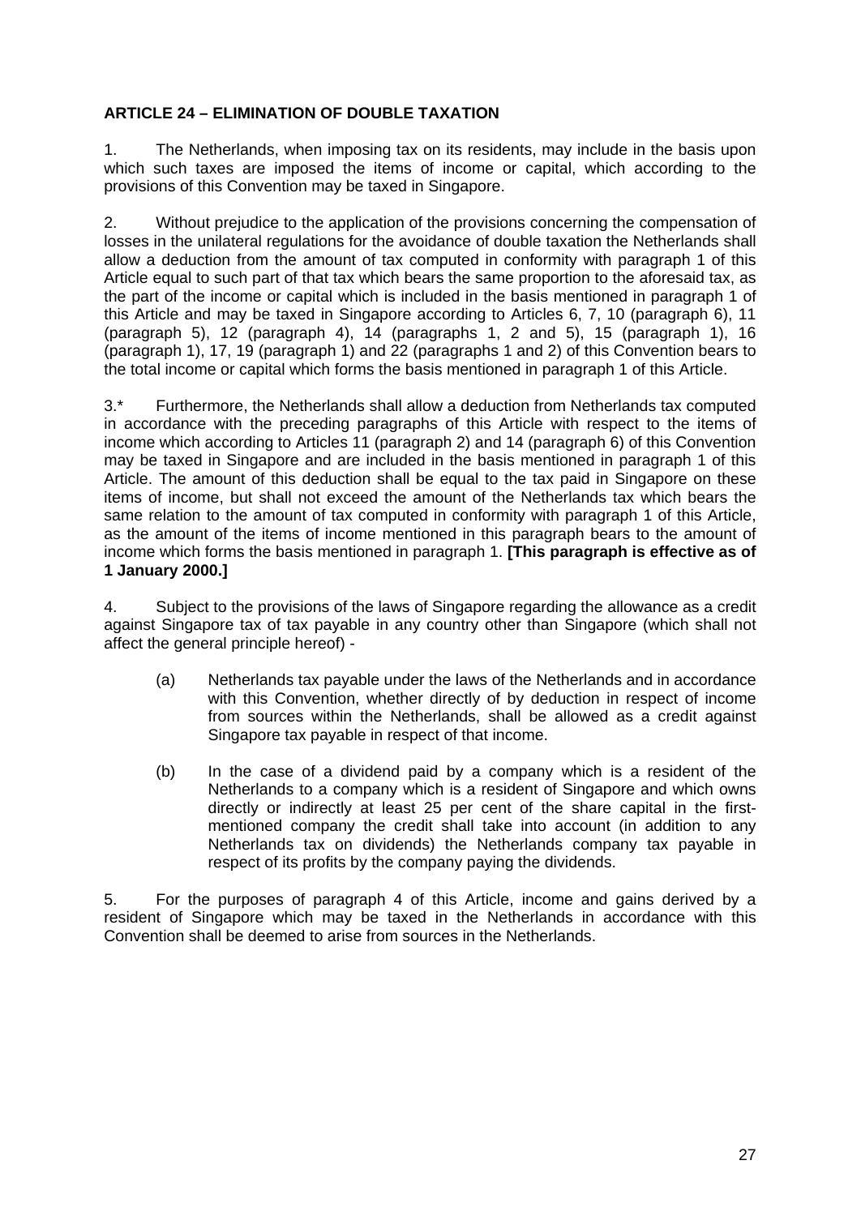**ARTICLE 24 – ELIMINATION OF DOUBLE TAXATION**

1. The Netherlands, when imposing tax on its residents, may include in the basis upon which such taxes are imposed the items of income or capital, which according to the provisions of this Convention may be taxed in Singapore.

2. Without prejudice to the application of the provisions concerning the compensation of losses in the unilateral regulations for the avoidance of double taxation the Netherlands shall allow a deduction from the amount of tax computed in conformity with paragraph 1 of this Article equal to such part of that tax which bears the same proportion to the aforesaid tax, as the part of the income or capital which is included in the basis mentioned in paragraph 1 of this Article and may be taxed in Singapore according to Articles 6, 7, 10 (paragraph 6), 11 (paragraph 5), 12 (paragraph 4), 14 (paragraphs 1, 2 and 5), 15 (paragraph 1), 16 (paragraph 1), 17, 19 (paragraph 1) and 22 (paragraphs 1 and 2) of this Convention bears to the total income or capital which forms the basis mentioned in paragraph 1 of this Article.

3.* Furthermore, the Netherlands shall allow a deduction from Netherlands tax computed in accordance with the preceding paragraphs of this Article with respect to the items of income which according to Articles 11 (paragraph 2) and 14 (paragraph 6) of this Convention may be taxed in Singapore and are included in the basis mentioned in paragraph 1 of this Article. The amount of this deduction shall be equal to the tax paid in Singapore on these items of income, but shall not exceed the amount of the Netherlands tax which bears the same relation to the amount of tax computed in conformity with paragraph 1 of this Article, as the amount of the items of income mentioned in this paragraph bears to the amount of income which forms the basis mentioned in paragraph 1. **[This paragraph is effective as of 1 January 2000.]**

4. Subject to the provisions of the laws of Singapore regarding the allowance as a credit against Singapore tax of tax payable in any country other than Singapore (which shall not affect the general principle hereof) -

   (a) Netherlands tax payable under the laws of the Netherlands and in accordance with this Convention, whether directly of by deduction in respect of income from sources within the Netherlands, shall be allowed as a credit against Singapore tax payable in respect of that income.

   (b) In the case of a dividend paid by a company which is a resident of the Netherlands to a company which is a resident of Singapore and which owns directly or indirectly at least 25 per cent of the share capital in the first-mentioned company the credit shall take into account (in addition to any Netherlands tax on dividends) the Netherlands company tax payable in respect of its profits by the company paying the dividends.

5. For the purposes of paragraph 4 of this Article, income and gains derived by a resident of Singapore which may be taxed in the Netherlands in accordance with this Convention shall be deemed to arise from sources in the Netherlands.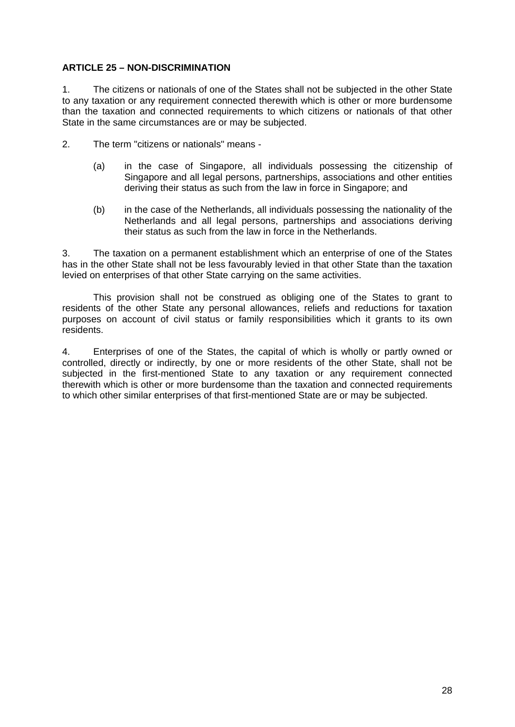**ARTICLE 25 – NON-DISCRIMINATION**

1. The citizens or nationals of one of the States shall not be subjected in the other State to any taxation or any requirement connected therewith which is other or more burdensome than the taxation and connected requirements to which citizens or nationals of that other State in the same circumstances are or may be subjected.

2. The term "citizens or nationals" means -

   (a) in the case of Singapore, all individuals possessing the citizenship of Singapore and all legal persons, partnerships, associations and other entities deriving their status as such from the law in force in Singapore; and

   (b) in the case of the Netherlands, all individuals possessing the nationality of the Netherlands and all legal persons, partnerships and associations deriving their status as such from the law in force in the Netherlands.

3. The taxation on a permanent establishment which an enterprise of one of the States has in the other State shall not be less favourably levied in that other State than the taxation levied on enterprises of that other State carrying on the same activities.

This provision shall not be construed as obliging one of the States to grant to residents of the other State any personal allowances, reliefs and reductions for taxation purposes on account of civil status or family responsibilities which it grants to its own residents.

4. Enterprises of one of the States, the capital of which is wholly or partly owned or controlled, directly or indirectly, by one or more residents of the other State, shall not be subjected in the first-mentioned State to any taxation or any requirement connected therewith which is other or more burdensome than the taxation and connected requirements to which other similar enterprises of that first-mentioned State are or may be subjected.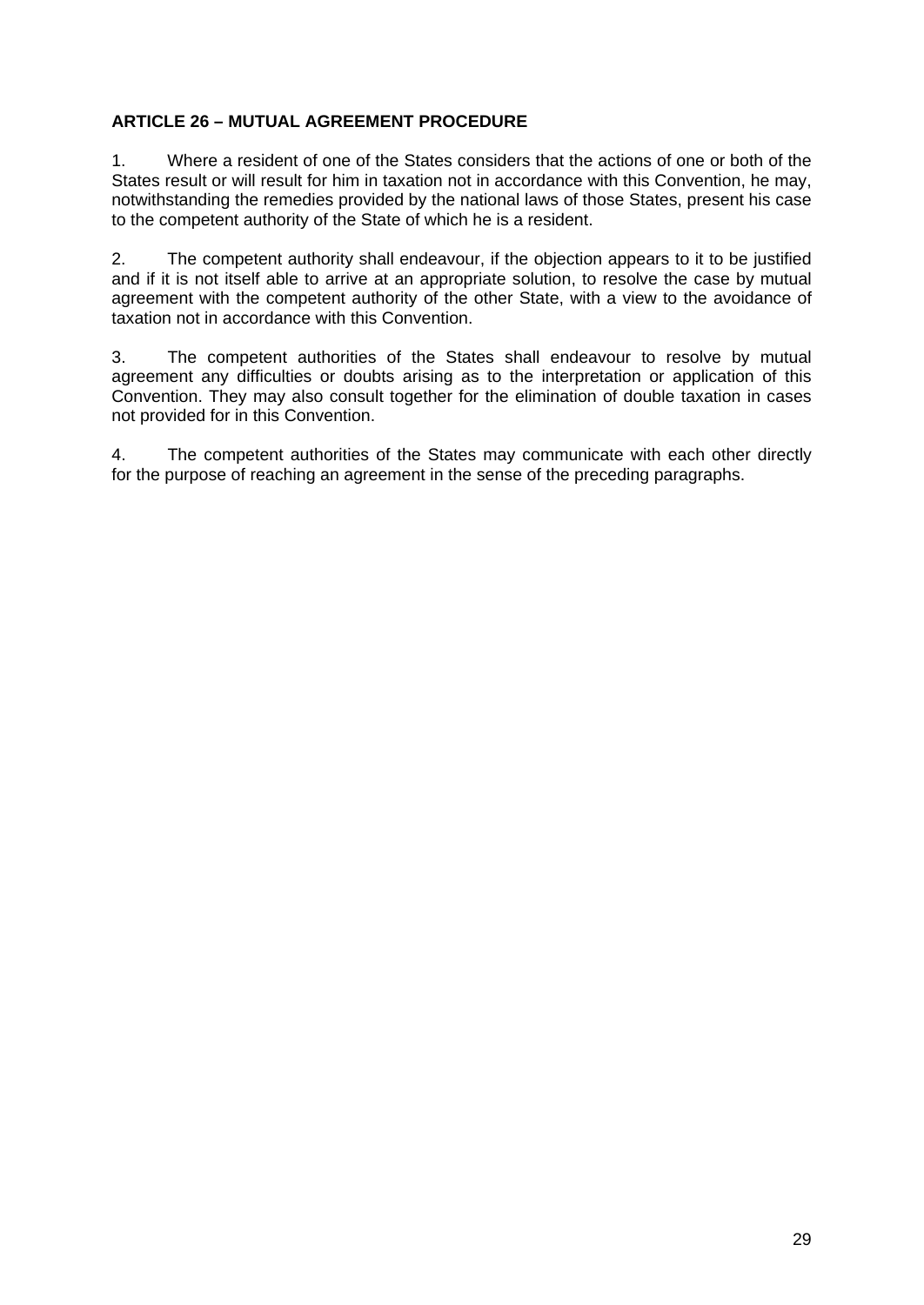**ARTICLE 26 – MUTUAL AGREEMENT PROCEDURE**

1. Where a resident of one of the States considers that the actions of one or both of the States result or will result for him in taxation not in accordance with this Convention, he may, notwithstanding the remedies provided by the national laws of those States, present his case to the competent authority of the State of which he is a resident.

2. The competent authority shall endeavour, if the objection appears to it to be justified and if it is not itself able to arrive at an appropriate solution, to resolve the case by mutual agreement with the competent authority of the other State, with a view to the avoidance of taxation not in accordance with this Convention.

3. The competent authorities of the States shall endeavour to resolve by mutual agreement any difficulties or doubts arising as to the interpretation or application of this Convention. They may also consult together for the elimination of double taxation in cases not provided for in this Convention.

4. The competent authorities of the States may communicate with each other directly for the purpose of reaching an agreement in the sense of the preceding paragraphs.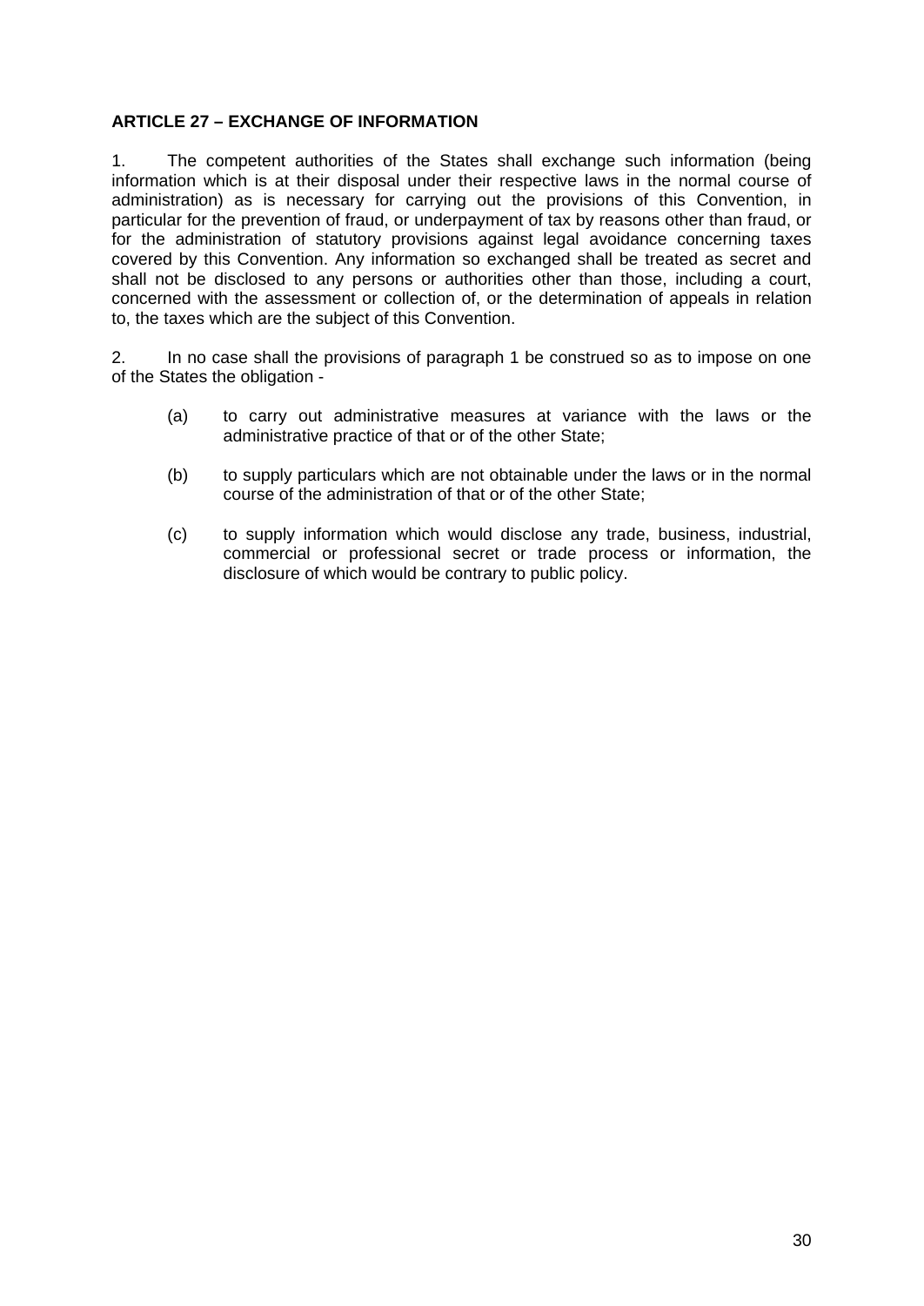**ARTICLE 27 – EXCHANGE OF INFORMATION**

1. The competent authorities of the States shall exchange such information (being information which is at their disposal under their respective laws in the normal course of administration) as is necessary for carrying out the provisions of this Convention, in particular for the prevention of fraud, or underpayment of tax by reasons other than fraud, or for the administration of statutory provisions against legal avoidance concerning taxes covered by this Convention. Any information so exchanged shall be treated as secret and shall not be disclosed to any persons or authorities other than those, including a court, concerned with the assessment or collection of, or the determination of appeals in relation to, the taxes which are the subject of this Convention.

2. In no case shall the provisions of paragraph 1 be construed so as to impose on one of the States the obligation -

   (a) to carry out administrative measures at variance with the laws or the administrative practice of that or of the other State;

   (b) to supply particulars which are not obtainable under the laws or in the normal course of the administration of that or of the other State;

   (c) to supply information which would disclose any trade, business, industrial, commercial or professional secret or trade process or information, the disclosure of which would be contrary to public policy.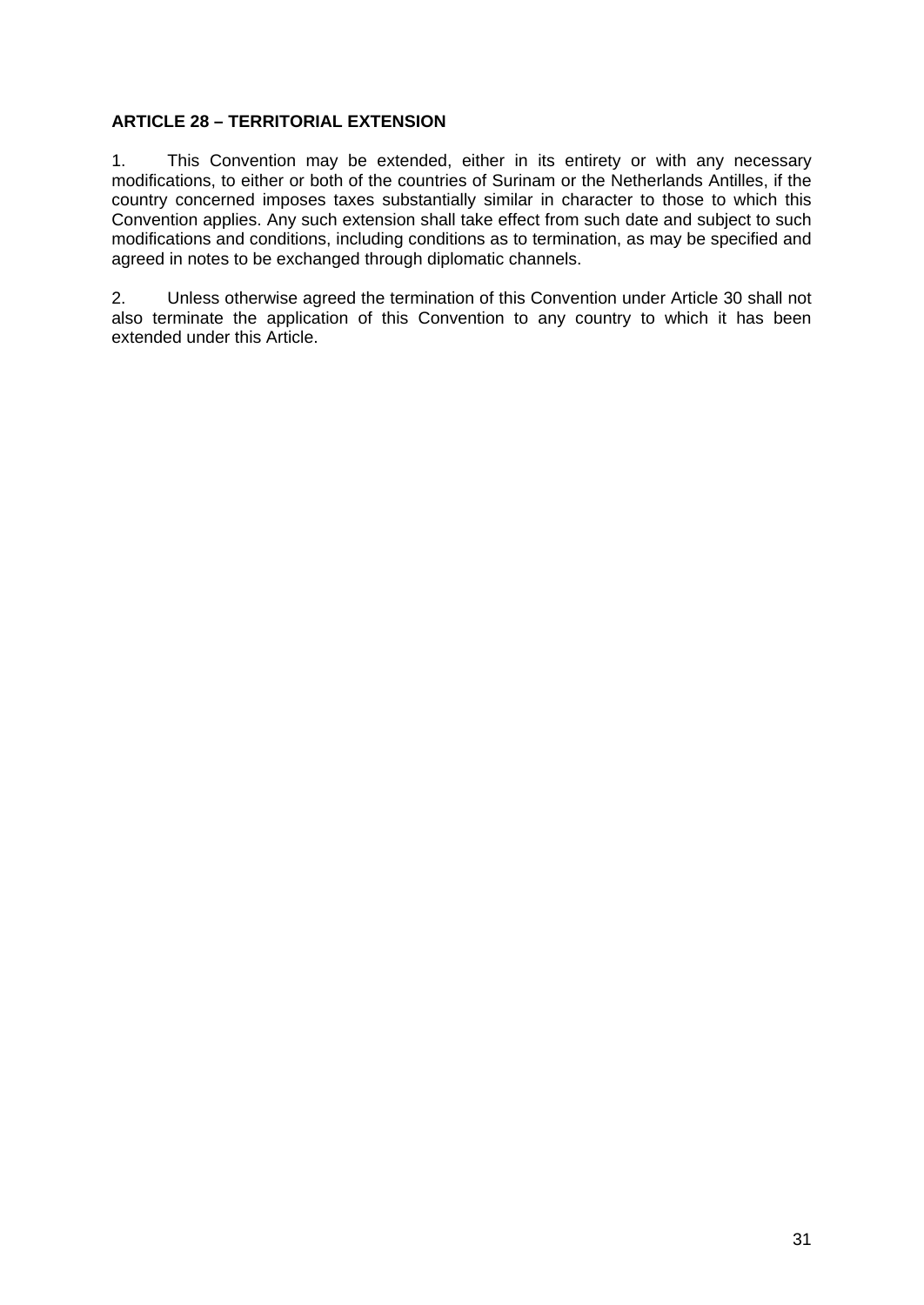**ARTICLE 28 – TERRITORIAL EXTENSION**

1. This Convention may be extended, either in its entirety or with any necessary modifications, to either or both of the countries of Surinam or the Netherlands Antilles, if the country concerned imposes taxes substantially similar in character to those to which this Convention applies. Any such extension shall take effect from such date and subject to such modifications and conditions, including conditions as to termination, as may be specified and agreed in notes to be exchanged through diplomatic channels.

2. Unless otherwise agreed the termination of this Convention under Article 30 shall not also terminate the application of this Convention to any country to which it has been extended under this Article.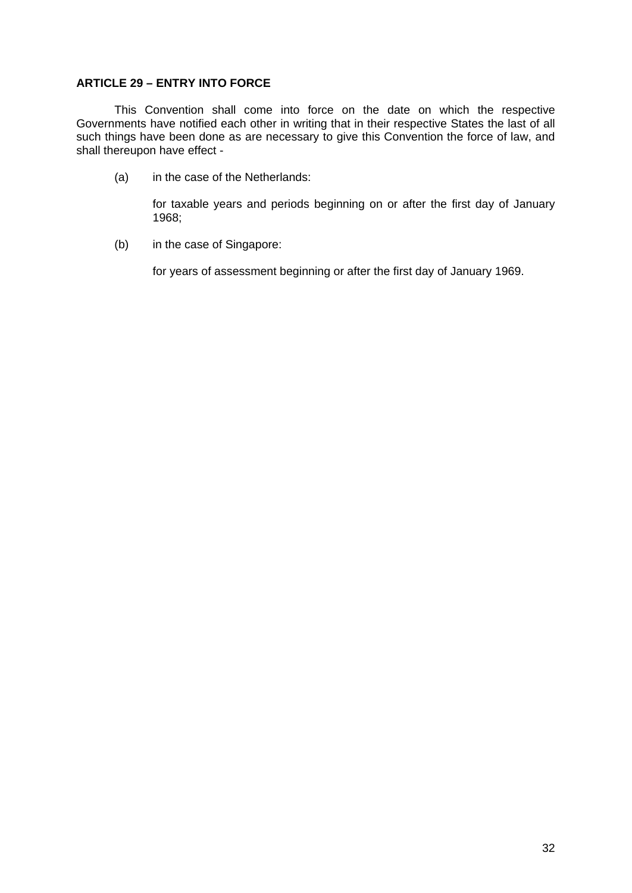**ARTICLE 29 – ENTRY INTO FORCE**

This Convention shall come into force on the date on which the respective Governments have notified each other in writing that in their respective States the last of all such things have been done as are necessary to give this Convention the force of law, and shall thereupon have effect -

(a) in the case of the Netherlands:

for taxable years and periods beginning on or after the first day of January 1968;

(b) in the case of Singapore:

for years of assessment beginning or after the first day of January 1969.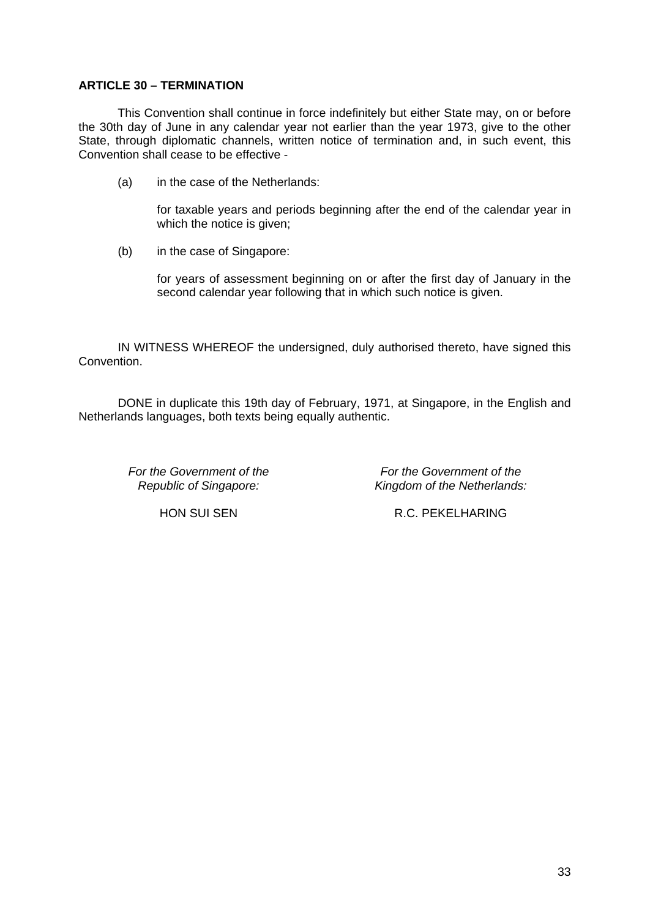**ARTICLE 30 – TERMINATION**

This Convention shall continue in force indefinitely but either State may, on or before the 30th day of June in any calendar year not earlier than the year 1973, give to the other State, through diplomatic channels, written notice of termination and, in such event, this Convention shall cease to be effective -

(a) in the case of the Netherlands:

for taxable years and periods beginning after the end of the calendar year in which the notice is given;

(b) in the case of Singapore:

for years of assessment beginning on or after the first day of January in the second calendar year following that in which such notice is given.

IN WITNESS WHEREOF the undersigned, duly authorised thereto, have signed this Convention.

DONE in duplicate this 19th day of February, 1971, at Singapore, in the English and Netherlands languages, both texts being equally authentic.

| *For the Government of the Republic of Singapore:* | *For the Government of the Kingdom of the Netherlands:* |
| --- | --- |
| HON SUI SEN | R.C. PEKELHARING |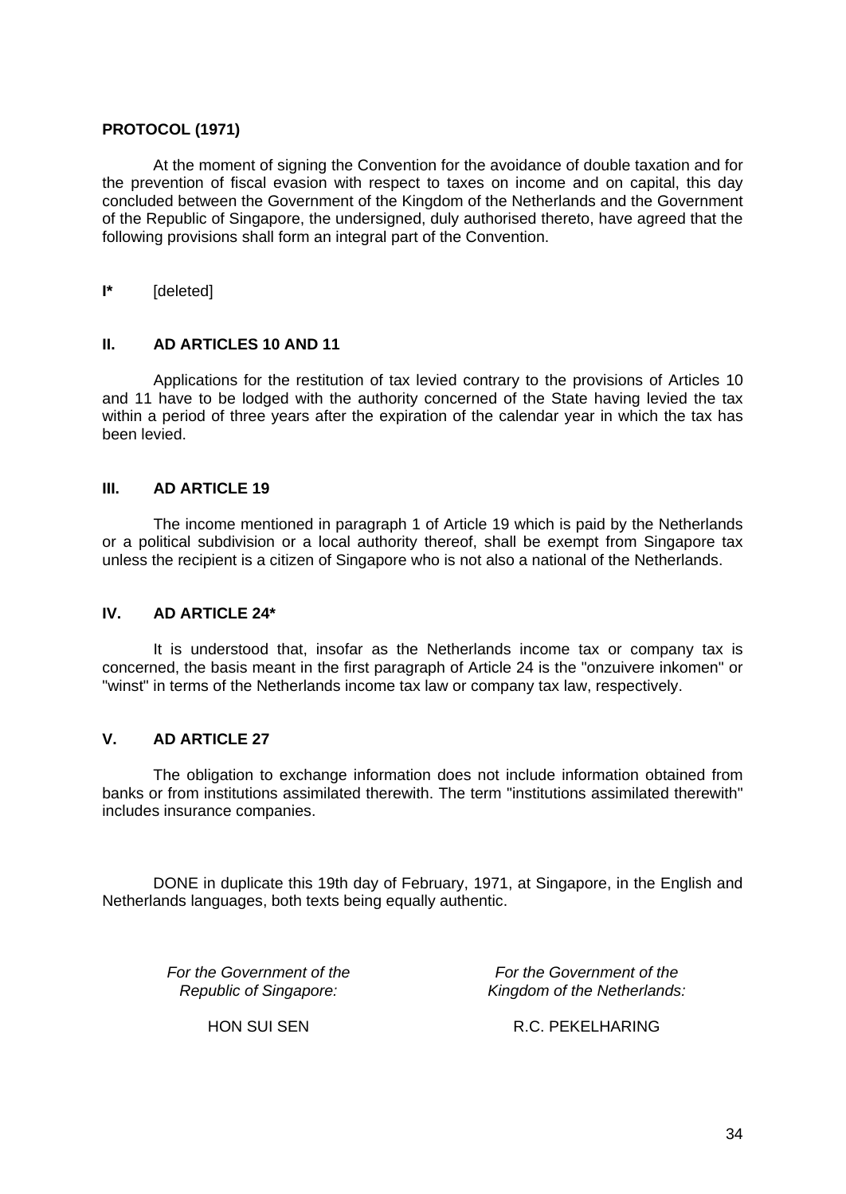## PROTOCOL (1971)

At the moment of signing the Convention for the avoidance of double taxation and for the prevention of fiscal evasion with respect to taxes on income and on capital, this day concluded between the Government of the Kingdom of the Netherlands and the Government of the Republic of Singapore, the undersigned, duly authorised thereto, have agreed that the following provisions shall form an integral part of the Convention.

**I*** [deleted]

### II. AD ARTICLES 10 AND 11

Applications for the restitution of tax levied contrary to the provisions of Articles 10 and 11 have to be lodged with the authority concerned of the State having levied the tax within a period of three years after the expiration of the calendar year in which the tax has been levied.

### III. AD ARTICLE 19

The income mentioned in paragraph 1 of Article 19 which is paid by the Netherlands or a political subdivision or a local authority thereof, shall be exempt from Singapore tax unless the recipient is a citizen of Singapore who is not also a national of the Netherlands.

### IV. AD ARTICLE 24*

It is understood that, insofar as the Netherlands income tax or company tax is concerned, the basis meant in the first paragraph of Article 24 is the "onzuivere inkomen" or "winst" in terms of the Netherlands income tax law or company tax law, respectively.

### V. AD ARTICLE 27

The obligation to exchange information does not include information obtained from banks or from institutions assimilated therewith. The term "institutions assimilated therewith" includes insurance companies.

DONE in duplicate this 19th day of February, 1971, at Singapore, in the English and Netherlands languages, both texts being equally authentic.

*For the Government of the Republic of Singapore:*

HON SUI SEN

*For the Government of the Kingdom of the Netherlands:*

R.C. PEKELHARING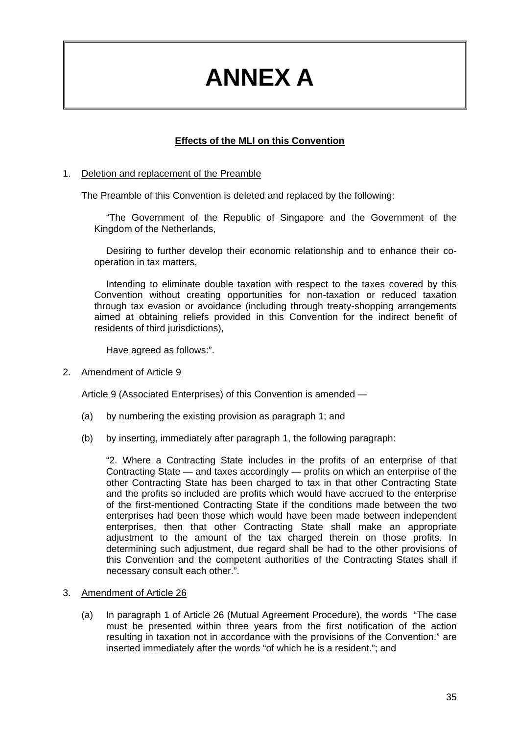# ANNEX A

**Effects of the MLI on this Convention**

1. Deletion and replacement of the Preamble

The Preamble of this Convention is deleted and replaced by the following:

> "The Government of the Republic of Singapore and the Government of the Kingdom of the Netherlands,
>
> Desiring to further develop their economic relationship and to enhance their co-operation in tax matters,
>
> Intending to eliminate double taxation with respect to the taxes covered by this Convention without creating opportunities for non-taxation or reduced taxation through tax evasion or avoidance (including through treaty-shopping arrangements aimed at obtaining reliefs provided in this Convention for the indirect benefit of residents of third jurisdictions),
>
> Have agreed as follows:".

2. Amendment of Article 9

Article 9 (Associated Enterprises) of this Convention is amended —

(a) by numbering the existing provision as paragraph 1; and

(b) by inserting, immediately after paragraph 1, the following paragraph:

"2. Where a Contracting State includes in the profits of an enterprise of that Contracting State — and taxes accordingly — profits on which an enterprise of the other Contracting State has been charged to tax in that other Contracting State and the profits so included are profits which would have accrued to the enterprise of the first-mentioned Contracting State if the conditions made between the two enterprises had been those which would have been made between independent enterprises, then that other Contracting State shall make an appropriate adjustment to the amount of the tax charged therein on those profits. In determining such adjustment, due regard shall be had to the other provisions of this Convention and the competent authorities of the Contracting States shall if necessary consult each other.".

3. Amendment of Article 26

(a) In paragraph 1 of Article 26 (Mutual Agreement Procedure), the words "The case must be presented within three years from the first notification of the action resulting in taxation not in accordance with the provisions of the Convention." are inserted immediately after the words "of which he is a resident."; and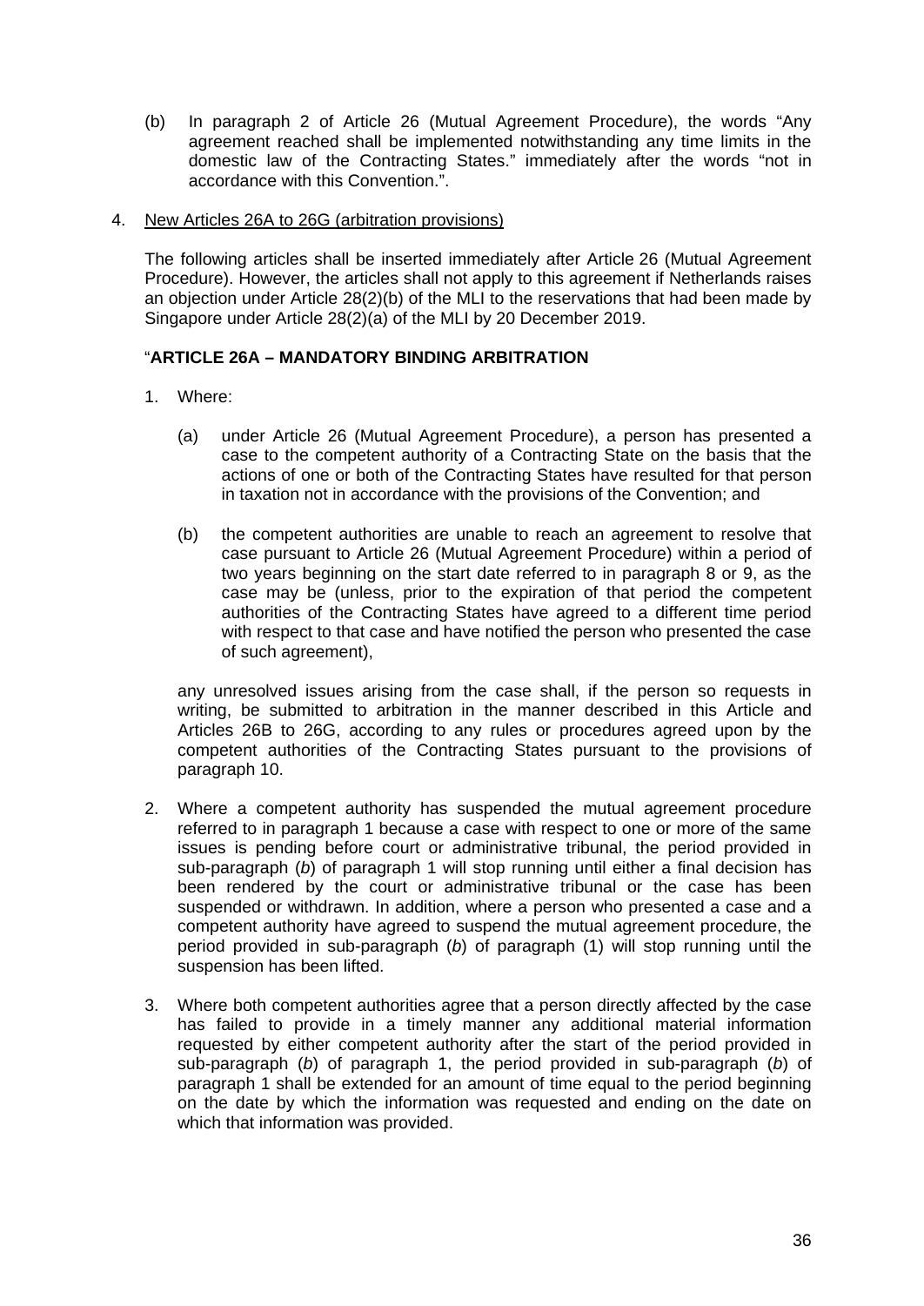(b) In paragraph 2 of Article 26 (Mutual Agreement Procedure), the words "Any agreement reached shall be implemented notwithstanding any time limits in the domestic law of the Contracting States." immediately after the words "not in accordance with this Convention.".

4. <u>New Articles 26A to 26G (arbitration provisions)</u>

The following articles shall be inserted immediately after Article 26 (Mutual Agreement Procedure). However, the articles shall not apply to this agreement if Netherlands raises an objection under Article 28(2)(b) of the MLI to the reservations that had been made by Singapore under Article 28(2)(a) of the MLI by 20 December 2019.

"**ARTICLE 26A – MANDATORY BINDING ARBITRATION**

1. Where:

   (a) under Article 26 (Mutual Agreement Procedure), a person has presented a case to the competent authority of a Contracting State on the basis that the actions of one or both of the Contracting States have resulted for that person in taxation not in accordance with the provisions of the Convention; and

   (b) the competent authorities are unable to reach an agreement to resolve that case pursuant to Article 26 (Mutual Agreement Procedure) within a period of two years beginning on the start date referred to in paragraph 8 or 9, as the case may be (unless, prior to the expiration of that period the competent authorities of the Contracting States have agreed to a different time period with respect to that case and have notified the person who presented the case of such agreement),

   any unresolved issues arising from the case shall, if the person so requests in writing, be submitted to arbitration in the manner described in this Article and Articles 26B to 26G, according to any rules or procedures agreed upon by the competent authorities of the Contracting States pursuant to the provisions of paragraph 10.

2. Where a competent authority has suspended the mutual agreement procedure referred to in paragraph 1 because a case with respect to one or more of the same issues is pending before court or administrative tribunal, the period provided in sub-paragraph (*b*) of paragraph 1 will stop running until either a final decision has been rendered by the court or administrative tribunal or the case has been suspended or withdrawn. In addition, where a person who presented a case and a competent authority have agreed to suspend the mutual agreement procedure, the period provided in sub-paragraph (*b*) of paragraph (1) will stop running until the suspension has been lifted.

3. Where both competent authorities agree that a person directly affected by the case has failed to provide in a timely manner any additional material information requested by either competent authority after the start of the period provided in sub-paragraph (*b*) of paragraph 1, the period provided in sub-paragraph (*b*) of paragraph 1 shall be extended for an amount of time equal to the period beginning on the date by which the information was requested and ending on the date on which that information was provided.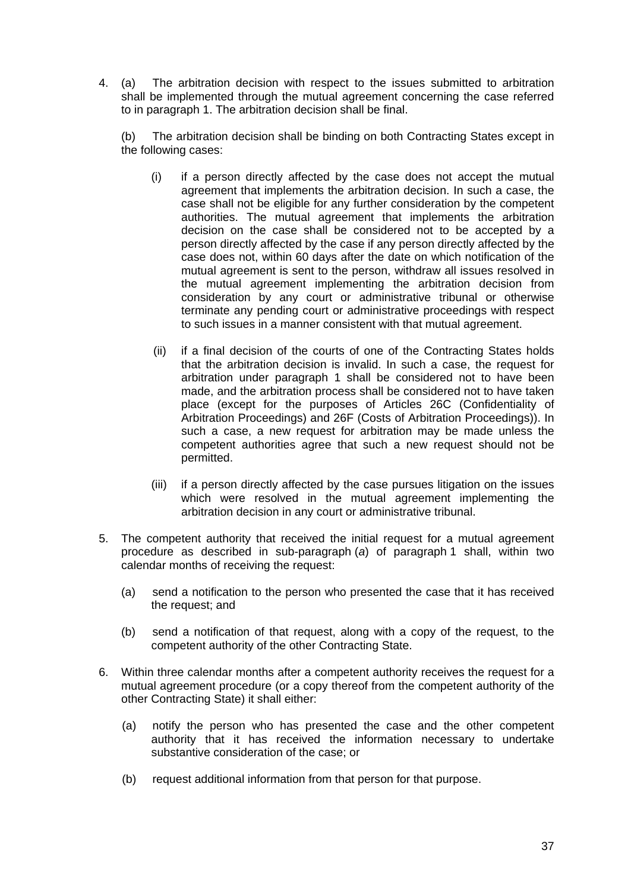4. (a) The arbitration decision with respect to the issues submitted to arbitration shall be implemented through the mutual agreement concerning the case referred to in paragraph 1. The arbitration decision shall be final.

   (b) The arbitration decision shall be binding on both Contracting States except in the following cases:

   (i) if a person directly affected by the case does not accept the mutual agreement that implements the arbitration decision. In such a case, the case shall not be eligible for any further consideration by the competent authorities. The mutual agreement that implements the arbitration decision on the case shall be considered not to be accepted by a person directly affected by the case if any person directly affected by the case does not, within 60 days after the date on which notification of the mutual agreement is sent to the person, withdraw all issues resolved in the mutual agreement implementing the arbitration decision from consideration by any court or administrative tribunal or otherwise terminate any pending court or administrative proceedings with respect to such issues in a manner consistent with that mutual agreement.

   (ii) if a final decision of the courts of one of the Contracting States holds that the arbitration decision is invalid. In such a case, the request for arbitration under paragraph 1 shall be considered not to have been made, and the arbitration process shall be considered not to have taken place (except for the purposes of Articles 26C (Confidentiality of Arbitration Proceedings) and 26F (Costs of Arbitration Proceedings)). In such a case, a new request for arbitration may be made unless the competent authorities agree that such a new request should not be permitted.

   (iii) if a person directly affected by the case pursues litigation on the issues which were resolved in the mutual agreement implementing the arbitration decision in any court or administrative tribunal.

5. The competent authority that received the initial request for a mutual agreement procedure as described in sub-paragraph (*a*) of paragraph 1 shall, within two calendar months of receiving the request:

   (a) send a notification to the person who presented the case that it has received the request; and

   (b) send a notification of that request, along with a copy of the request, to the competent authority of the other Contracting State.

6. Within three calendar months after a competent authority receives the request for a mutual agreement procedure (or a copy thereof from the competent authority of the other Contracting State) it shall either:

   (a) notify the person who has presented the case and the other competent authority that it has received the information necessary to undertake substantive consideration of the case; or

   (b) request additional information from that person for that purpose.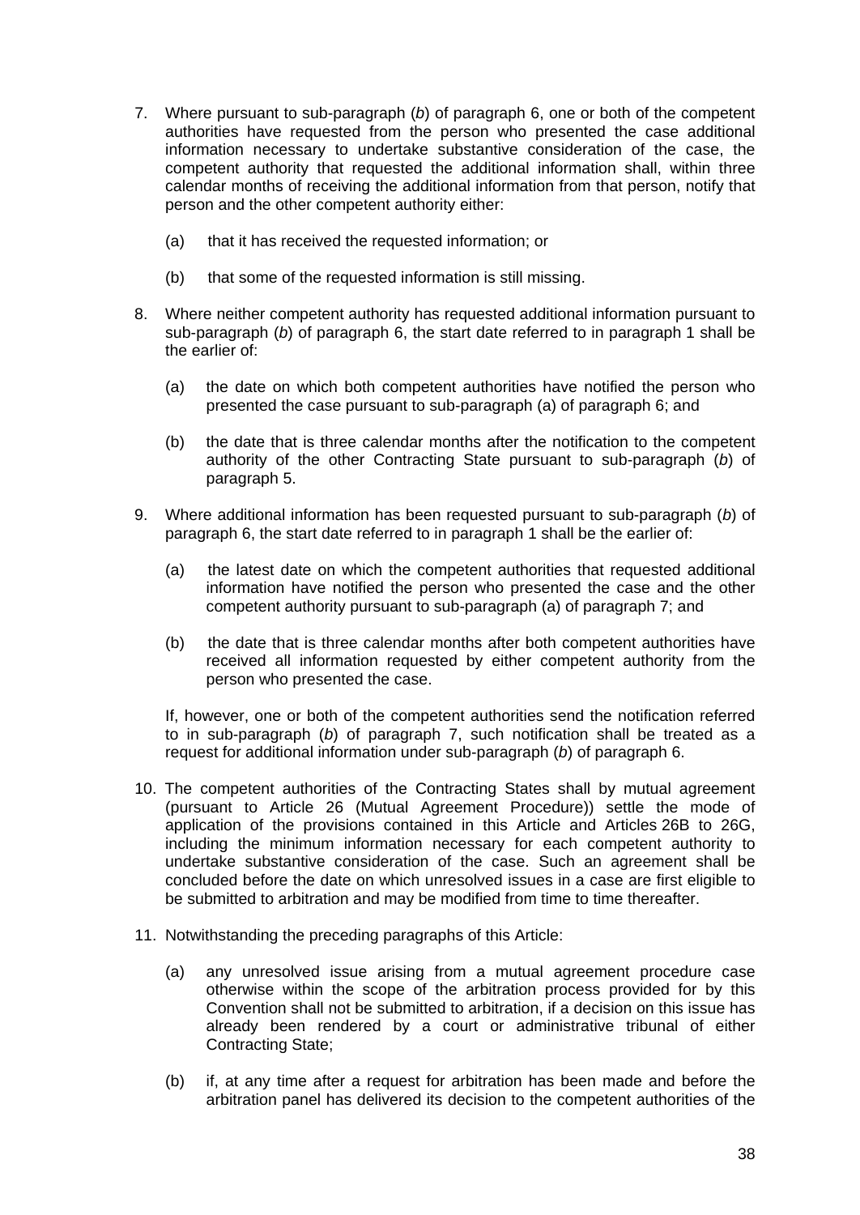7. Where pursuant to sub-paragraph (*b*) of paragraph 6, one or both of the competent authorities have requested from the person who presented the case additional information necessary to undertake substantive consideration of the case, the competent authority that requested the additional information shall, within three calendar months of receiving the additional information from that person, notify that person and the other competent authority either:

   (a) that it has received the requested information; or

   (b) that some of the requested information is still missing.

8. Where neither competent authority has requested additional information pursuant to sub-paragraph (*b*) of paragraph 6, the start date referred to in paragraph 1 shall be the earlier of:

   (a) the date on which both competent authorities have notified the person who presented the case pursuant to sub-paragraph (a) of paragraph 6; and

   (b) the date that is three calendar months after the notification to the competent authority of the other Contracting State pursuant to sub-paragraph (*b*) of paragraph 5.

9. Where additional information has been requested pursuant to sub-paragraph (*b*) of paragraph 6, the start date referred to in paragraph 1 shall be the earlier of:

   (a) the latest date on which the competent authorities that requested additional information have notified the person who presented the case and the other competent authority pursuant to sub-paragraph (a) of paragraph 7; and

   (b) the date that is three calendar months after both competent authorities have received all information requested by either competent authority from the person who presented the case.

   If, however, one or both of the competent authorities send the notification referred to in sub-paragraph (*b*) of paragraph 7, such notification shall be treated as a request for additional information under sub-paragraph (*b*) of paragraph 6.

10. The competent authorities of the Contracting States shall by mutual agreement (pursuant to Article 26 (Mutual Agreement Procedure)) settle the mode of application of the provisions contained in this Article and Articles 26B to 26G, including the minimum information necessary for each competent authority to undertake substantive consideration of the case. Such an agreement shall be concluded before the date on which unresolved issues in a case are first eligible to be submitted to arbitration and may be modified from time to time thereafter.

11. Notwithstanding the preceding paragraphs of this Article:

   (a) any unresolved issue arising from a mutual agreement procedure case otherwise within the scope of the arbitration process provided for by this Convention shall not be submitted to arbitration, if a decision on this issue has already been rendered by a court or administrative tribunal of either Contracting State;

   (b) if, at any time after a request for arbitration has been made and before the arbitration panel has delivered its decision to the competent authorities of the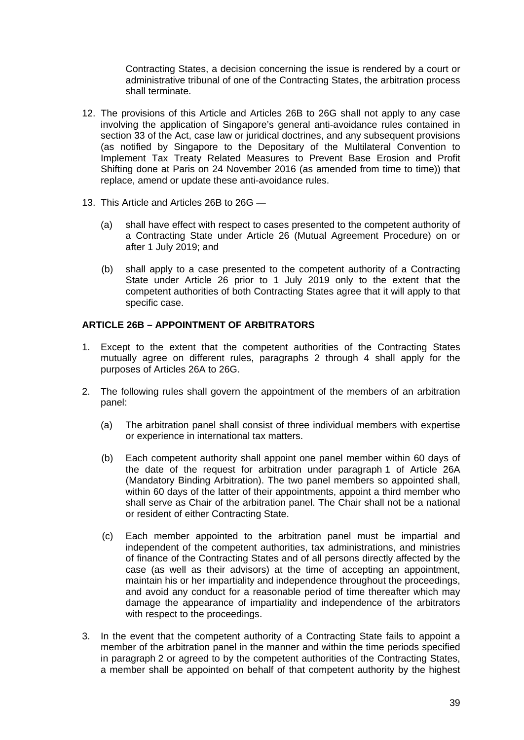Contracting States, a decision concerning the issue is rendered by a court or administrative tribunal of one of the Contracting States, the arbitration process shall terminate.

12. The provisions of this Article and Articles 26B to 26G shall not apply to any case involving the application of Singapore's general anti-avoidance rules contained in section 33 of the Act, case law or juridical doctrines, and any subsequent provisions (as notified by Singapore to the Depositary of the Multilateral Convention to Implement Tax Treaty Related Measures to Prevent Base Erosion and Profit Shifting done at Paris on 24 November 2016 (as amended from time to time)) that replace, amend or update these anti-avoidance rules.

13. This Article and Articles 26B to 26G —

    (a) shall have effect with respect to cases presented to the competent authority of a Contracting State under Article 26 (Mutual Agreement Procedure) on or after 1 July 2019; and

    (b) shall apply to a case presented to the competent authority of a Contracting State under Article 26 prior to 1 July 2019 only to the extent that the competent authorities of both Contracting States agree that it will apply to that specific case.

**ARTICLE 26B – APPOINTMENT OF ARBITRATORS**

1. Except to the extent that the competent authorities of the Contracting States mutually agree on different rules, paragraphs 2 through 4 shall apply for the purposes of Articles 26A to 26G.

2. The following rules shall govern the appointment of the members of an arbitration panel:

    (a) The arbitration panel shall consist of three individual members with expertise or experience in international tax matters.

    (b) Each competent authority shall appoint one panel member within 60 days of the date of the request for arbitration under paragraph 1 of Article 26A (Mandatory Binding Arbitration). The two panel members so appointed shall, within 60 days of the latter of their appointments, appoint a third member who shall serve as Chair of the arbitration panel. The Chair shall not be a national or resident of either Contracting State.

    (c) Each member appointed to the arbitration panel must be impartial and independent of the competent authorities, tax administrations, and ministries of finance of the Contracting States and of all persons directly affected by the case (as well as their advisors) at the time of accepting an appointment, maintain his or her impartiality and independence throughout the proceedings, and avoid any conduct for a reasonable period of time thereafter which may damage the appearance of impartiality and independence of the arbitrators with respect to the proceedings.

3. In the event that the competent authority of a Contracting State fails to appoint a member of the arbitration panel in the manner and within the time periods specified in paragraph 2 or agreed to by the competent authorities of the Contracting States, a member shall be appointed on behalf of that competent authority by the highest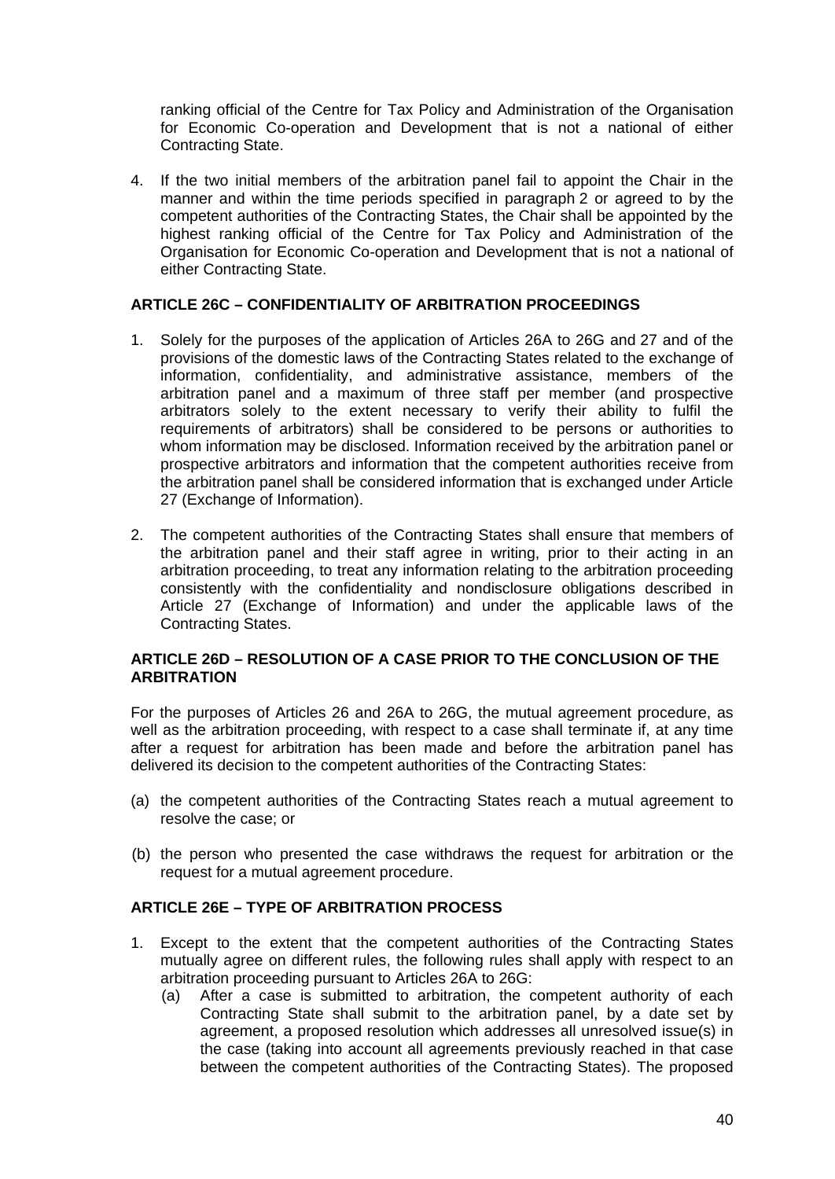ranking official of the Centre for Tax Policy and Administration of the Organisation for Economic Co-operation and Development that is not a national of either Contracting State.

4. If the two initial members of the arbitration panel fail to appoint the Chair in the manner and within the time periods specified in paragraph 2 or agreed to by the competent authorities of the Contracting States, the Chair shall be appointed by the highest ranking official of the Centre for Tax Policy and Administration of the Organisation for Economic Co-operation and Development that is not a national of either Contracting State.

### ARTICLE 26C – CONFIDENTIALITY OF ARBITRATION PROCEEDINGS

1. Solely for the purposes of the application of Articles 26A to 26G and 27 and of the provisions of the domestic laws of the Contracting States related to the exchange of information, confidentiality, and administrative assistance, members of the arbitration panel and a maximum of three staff per member (and prospective arbitrators solely to the extent necessary to verify their ability to fulfil the requirements of arbitrators) shall be considered to be persons or authorities to whom information may be disclosed. Information received by the arbitration panel or prospective arbitrators and information that the competent authorities receive from the arbitration panel shall be considered information that is exchanged under Article 27 (Exchange of Information).

2. The competent authorities of the Contracting States shall ensure that members of the arbitration panel and their staff agree in writing, prior to their acting in an arbitration proceeding, to treat any information relating to the arbitration proceeding consistently with the confidentiality and nondisclosure obligations described in Article 27 (Exchange of Information) and under the applicable laws of the Contracting States.

### ARTICLE 26D – RESOLUTION OF A CASE PRIOR TO THE CONCLUSION OF THE ARBITRATION

For the purposes of Articles 26 and 26A to 26G, the mutual agreement procedure, as well as the arbitration proceeding, with respect to a case shall terminate if, at any time after a request for arbitration has been made and before the arbitration panel has delivered its decision to the competent authorities of the Contracting States:

(a) the competent authorities of the Contracting States reach a mutual agreement to resolve the case; or

(b) the person who presented the case withdraws the request for arbitration or the request for a mutual agreement procedure.

### ARTICLE 26E – TYPE OF ARBITRATION PROCESS

1. Except to the extent that the competent authorities of the Contracting States mutually agree on different rules, the following rules shall apply with respect to an arbitration proceeding pursuant to Articles 26A to 26G:
   (a) After a case is submitted to arbitration, the competent authority of each Contracting State shall submit to the arbitration panel, by a date set by agreement, a proposed resolution which addresses all unresolved issue(s) in the case (taking into account all agreements previously reached in that case between the competent authorities of the Contracting States). The proposed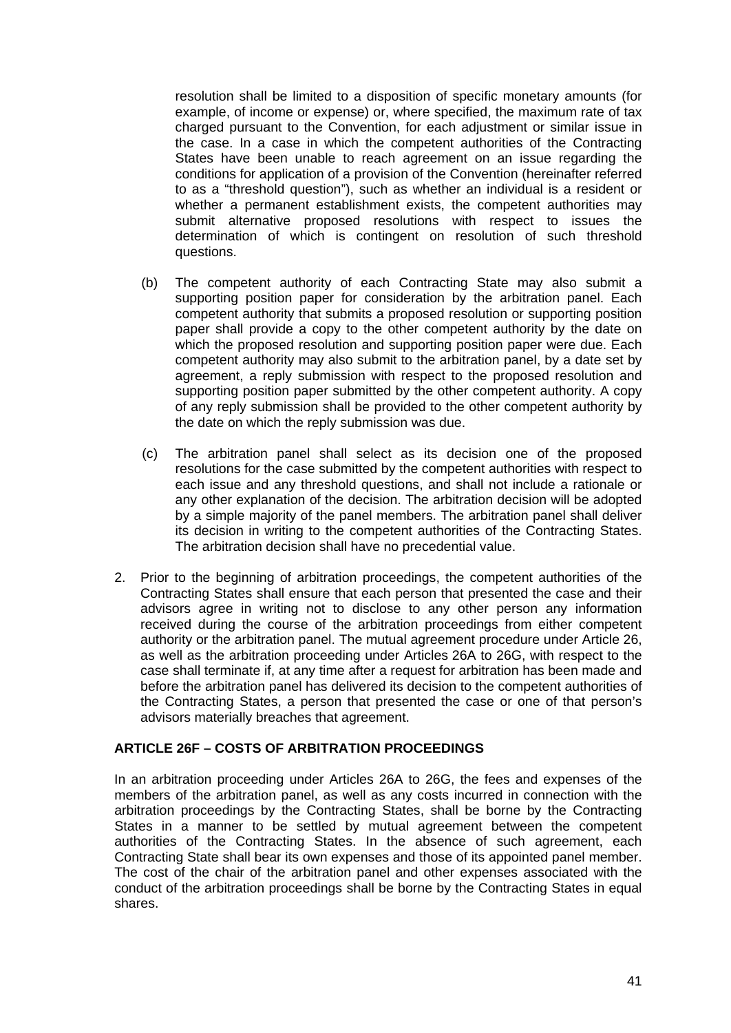resolution shall be limited to a disposition of specific monetary amounts (for example, of income or expense) or, where specified, the maximum rate of tax charged pursuant to the Convention, for each adjustment or similar issue in the case. In a case in which the competent authorities of the Contracting States have been unable to reach agreement on an issue regarding the conditions for application of a provision of the Convention (hereinafter referred to as a "threshold question"), such as whether an individual is a resident or whether a permanent establishment exists, the competent authorities may submit alternative proposed resolutions with respect to issues the determination of which is contingent on resolution of such threshold questions.

(b) The competent authority of each Contracting State may also submit a supporting position paper for consideration by the arbitration panel. Each competent authority that submits a proposed resolution or supporting position paper shall provide a copy to the other competent authority by the date on which the proposed resolution and supporting position paper were due. Each competent authority may also submit to the arbitration panel, by a date set by agreement, a reply submission with respect to the proposed resolution and supporting position paper submitted by the other competent authority. A copy of any reply submission shall be provided to the other competent authority by the date on which the reply submission was due.

(c) The arbitration panel shall select as its decision one of the proposed resolutions for the case submitted by the competent authorities with respect to each issue and any threshold questions, and shall not include a rationale or any other explanation of the decision. The arbitration decision will be adopted by a simple majority of the panel members. The arbitration panel shall deliver its decision in writing to the competent authorities of the Contracting States. The arbitration decision shall have no precedential value.

2. Prior to the beginning of arbitration proceedings, the competent authorities of the Contracting States shall ensure that each person that presented the case and their advisors agree in writing not to disclose to any other person any information received during the course of the arbitration proceedings from either competent authority or the arbitration panel. The mutual agreement procedure under Article 26, as well as the arbitration proceeding under Articles 26A to 26G, with respect to the case shall terminate if, at any time after a request for arbitration has been made and before the arbitration panel has delivered its decision to the competent authorities of the Contracting States, a person that presented the case or one of that person's advisors materially breaches that agreement.

### ARTICLE 26F – COSTS OF ARBITRATION PROCEEDINGS

In an arbitration proceeding under Articles 26A to 26G, the fees and expenses of the members of the arbitration panel, as well as any costs incurred in connection with the arbitration proceedings by the Contracting States, shall be borne by the Contracting States in a manner to be settled by mutual agreement between the competent authorities of the Contracting States. In the absence of such agreement, each Contracting State shall bear its own expenses and those of its appointed panel member. The cost of the chair of the arbitration panel and other expenses associated with the conduct of the arbitration proceedings shall be borne by the Contracting States in equal shares.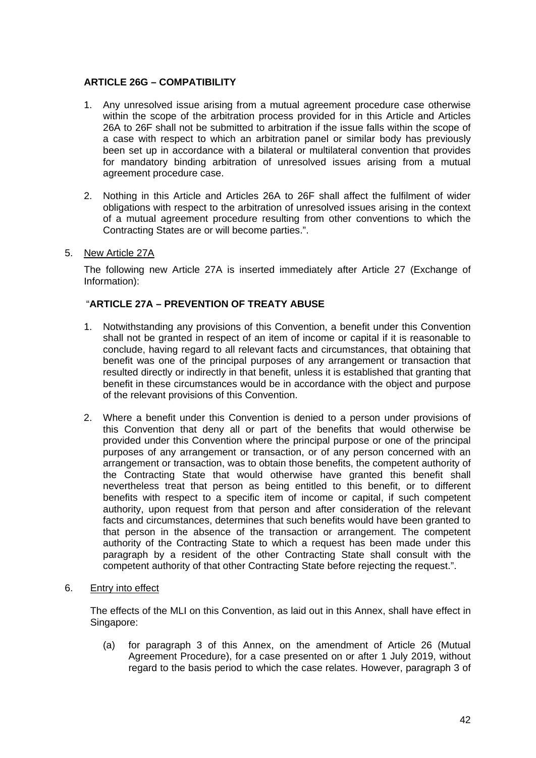**ARTICLE 26G – COMPATIBILITY**

1. Any unresolved issue arising from a mutual agreement procedure case otherwise within the scope of the arbitration process provided for in this Article and Articles 26A to 26F shall not be submitted to arbitration if the issue falls within the scope of a case with respect to which an arbitration panel or similar body has previously been set up in accordance with a bilateral or multilateral convention that provides for mandatory binding arbitration of unresolved issues arising from a mutual agreement procedure case.

2. Nothing in this Article and Articles 26A to 26F shall affect the fulfilment of wider obligations with respect to the arbitration of unresolved issues arising in the context of a mutual agreement procedure resulting from other conventions to which the Contracting States are or will become parties.".

5. New Article 27A

   The following new Article 27A is inserted immediately after Article 27 (Exchange of Information):

   "**ARTICLE 27A – PREVENTION OF TREATY ABUSE**

   1. Notwithstanding any provisions of this Convention, a benefit under this Convention shall not be granted in respect of an item of income or capital if it is reasonable to conclude, having regard to all relevant facts and circumstances, that obtaining that benefit was one of the principal purposes of any arrangement or transaction that resulted directly or indirectly in that benefit, unless it is established that granting that benefit in these circumstances would be in accordance with the object and purpose of the relevant provisions of this Convention.

   2. Where a benefit under this Convention is denied to a person under provisions of this Convention that deny all or part of the benefits that would otherwise be provided under this Convention where the principal purpose or one of the principal purposes of any arrangement or transaction, or of any person concerned with an arrangement or transaction, was to obtain those benefits, the competent authority of the Contracting State that would otherwise have granted this benefit shall nevertheless treat that person as being entitled to this benefit, or to different benefits with respect to a specific item of income or capital, if such competent authority, upon request from that person and after consideration of the relevant facts and circumstances, determines that such benefits would have been granted to that person in the absence of the transaction or arrangement. The competent authority of the Contracting State to which a request has been made under this paragraph by a resident of the other Contracting State shall consult with the competent authority of that other Contracting State before rejecting the request.".

6. Entry into effect

   The effects of the MLI on this Convention, as laid out in this Annex, shall have effect in Singapore:

   (a) for paragraph 3 of this Annex, on the amendment of Article 26 (Mutual Agreement Procedure), for a case presented on or after 1 July 2019, without regard to the basis period to which the case relates. However, paragraph 3 of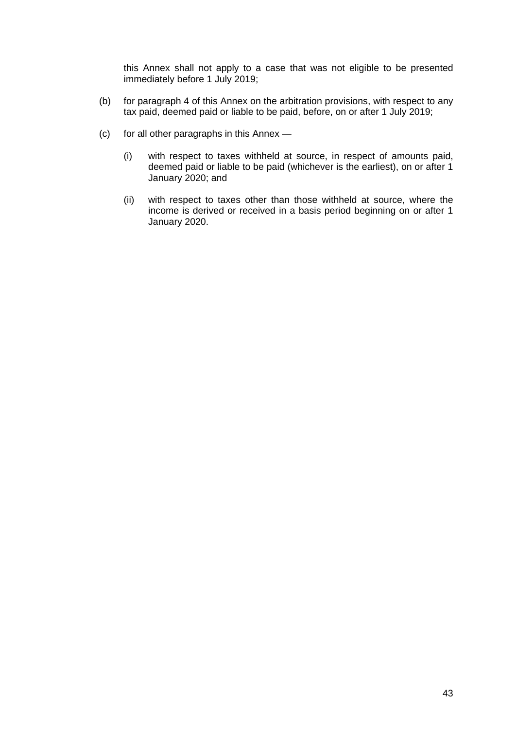this Annex shall not apply to a case that was not eligible to be presented immediately before 1 July 2019;

(b) for paragraph 4 of this Annex on the arbitration provisions, with respect to any tax paid, deemed paid or liable to be paid, before, on or after 1 July 2019;

(c) for all other paragraphs in this Annex —

   (i) with respect to taxes withheld at source, in respect of amounts paid, deemed paid or liable to be paid (whichever is the earliest), on or after 1 January 2020; and

   (ii) with respect to taxes other than those withheld at source, where the income is derived or received in a basis period beginning on or after 1 January 2020.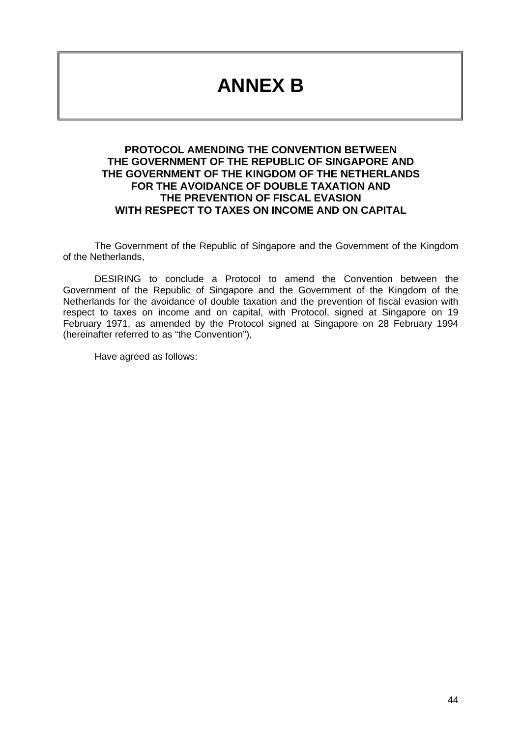# ANNEX B

## PROTOCOL AMENDING THE CONVENTION BETWEEN THE GOVERNMENT OF THE REPUBLIC OF SINGAPORE AND THE GOVERNMENT OF THE KINGDOM OF THE NETHERLANDS FOR THE AVOIDANCE OF DOUBLE TAXATION AND THE PREVENTION OF FISCAL EVASION WITH RESPECT TO TAXES ON INCOME AND ON CAPITAL

The Government of the Republic of Singapore and the Government of the Kingdom of the Netherlands,

DESIRING to conclude a Protocol to amend the Convention between the Government of the Republic of Singapore and the Government of the Kingdom of the Netherlands for the avoidance of double taxation and the prevention of fiscal evasion with respect to taxes on income and on capital, with Protocol, signed at Singapore on 19 February 1971, as amended by the Protocol signed at Singapore on 28 February 1994 (hereinafter referred to as "the Convention"),

Have agreed as follows: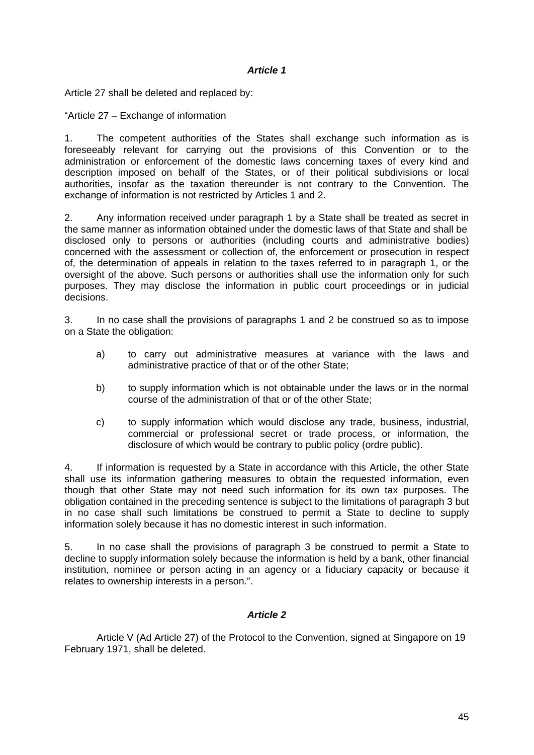### *Article 1*

Article 27 shall be deleted and replaced by:

"Article 27 – Exchange of information

1. The competent authorities of the States shall exchange such information as is foreseeably relevant for carrying out the provisions of this Convention or to the administration or enforcement of the domestic laws concerning taxes of every kind and description imposed on behalf of the States, or of their political subdivisions or local authorities, insofar as the taxation thereunder is not contrary to the Convention. The exchange of information is not restricted by Articles 1 and 2.

2. Any information received under paragraph 1 by a State shall be treated as secret in the same manner as information obtained under the domestic laws of that State and shall be disclosed only to persons or authorities (including courts and administrative bodies) concerned with the assessment or collection of, the enforcement or prosecution in respect of, the determination of appeals in relation to the taxes referred to in paragraph 1, or the oversight of the above. Such persons or authorities shall use the information only for such purposes. They may disclose the information in public court proceedings or in judicial decisions.

3. In no case shall the provisions of paragraphs 1 and 2 be construed so as to impose on a State the obligation:

a) to carry out administrative measures at variance with the laws and administrative practice of that or of the other State;

b) to supply information which is not obtainable under the laws or in the normal course of the administration of that or of the other State;

c) to supply information which would disclose any trade, business, industrial, commercial or professional secret or trade process, or information, the disclosure of which would be contrary to public policy (ordre public).

4. If information is requested by a State in accordance with this Article, the other State shall use its information gathering measures to obtain the requested information, even though that other State may not need such information for its own tax purposes. The obligation contained in the preceding sentence is subject to the limitations of paragraph 3 but in no case shall such limitations be construed to permit a State to decline to supply information solely because it has no domestic interest in such information.

5. In no case shall the provisions of paragraph 3 be construed to permit a State to decline to supply information solely because the information is held by a bank, other financial institution, nominee or person acting in an agency or a fiduciary capacity or because it relates to ownership interests in a person.".

### *Article 2*

Article V (Ad Article 27) of the Protocol to the Convention, signed at Singapore on 19 February 1971, shall be deleted.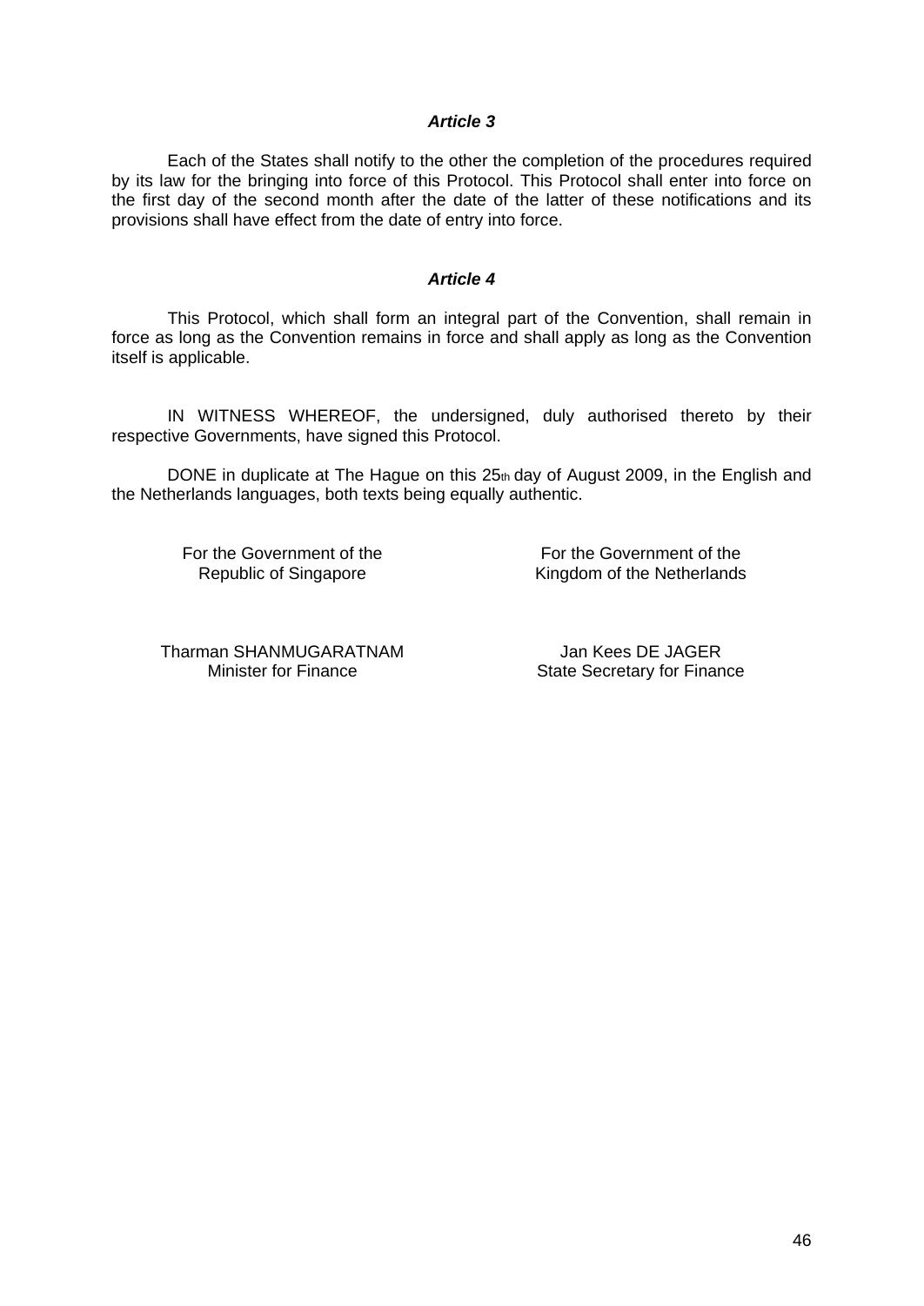*Article 3*

Each of the States shall notify to the other the completion of the procedures required by its law for the bringing into force of this Protocol. This Protocol shall enter into force on the first day of the second month after the date of the latter of these notifications and its provisions shall have effect from the date of entry into force.

*Article 4*

This Protocol, which shall form an integral part of the Convention, shall remain in force as long as the Convention remains in force and shall apply as long as the Convention itself is applicable.

IN WITNESS WHEREOF, the undersigned, duly authorised thereto by their respective Governments, have signed this Protocol.

DONE in duplicate at The Hague on this 25th day of August 2009, in the English and the Netherlands languages, both texts being equally authentic.

| For the Government of the Republic of Singapore | For the Government of the Kingdom of the Netherlands |
| --- | --- |
| Tharman SHANMUGARATNAM<br>Minister for Finance | Jan Kees DE JAGER<br>State Secretary for Finance |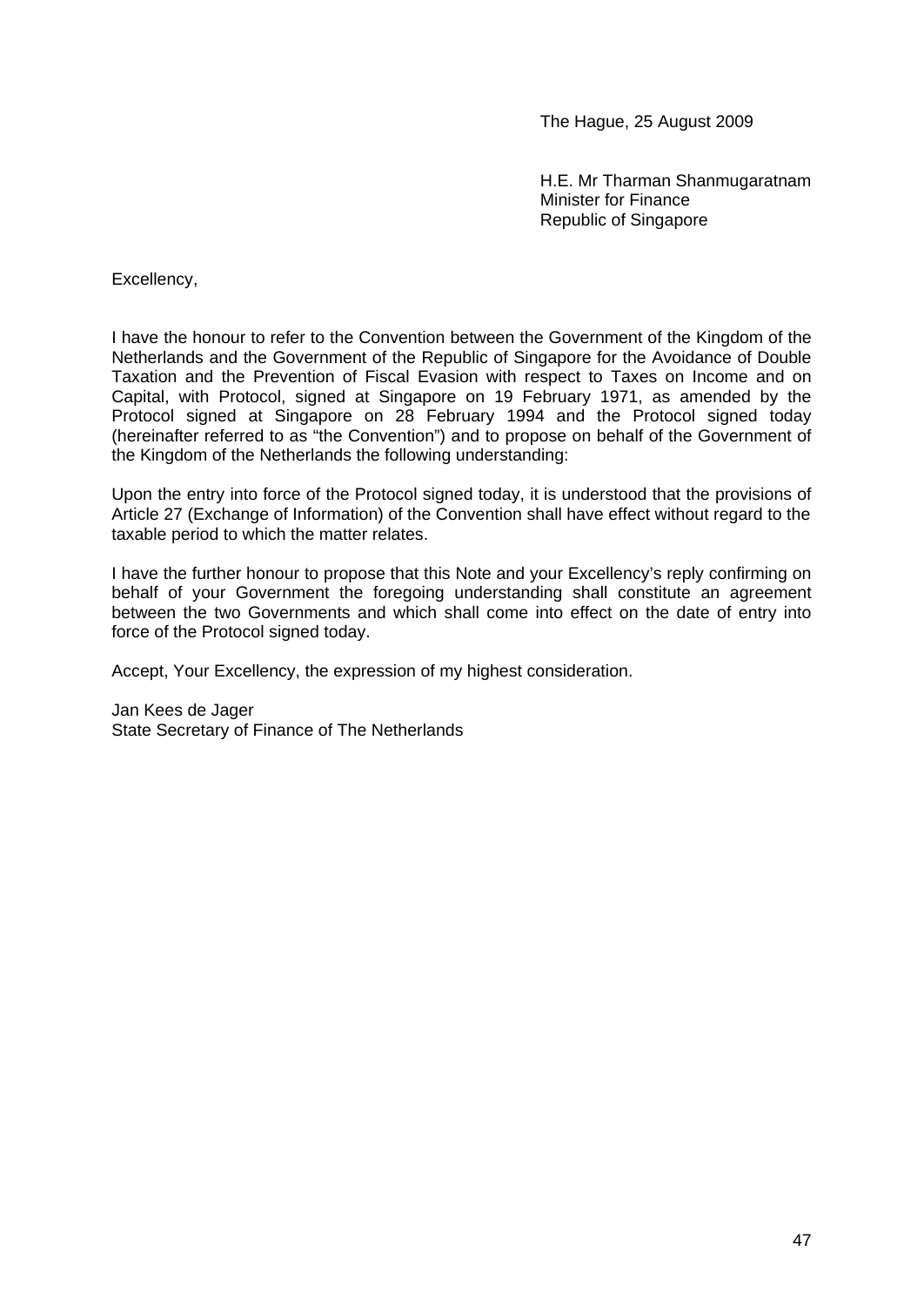The Hague, 25 August 2009

H.E. Mr Tharman Shanmugaratnam
Minister for Finance
Republic of Singapore

Excellency,

I have the honour to refer to the Convention between the Government of the Kingdom of the Netherlands and the Government of the Republic of Singapore for the Avoidance of Double Taxation and the Prevention of Fiscal Evasion with respect to Taxes on Income and on Capital, with Protocol, signed at Singapore on 19 February 1971, as amended by the Protocol signed at Singapore on 28 February 1994 and the Protocol signed today (hereinafter referred to as "the Convention") and to propose on behalf of the Government of the Kingdom of the Netherlands the following understanding:

Upon the entry into force of the Protocol signed today, it is understood that the provisions of Article 27 (Exchange of Information) of the Convention shall have effect without regard to the taxable period to which the matter relates.

I have the further honour to propose that this Note and your Excellency's reply confirming on behalf of your Government the foregoing understanding shall constitute an agreement between the two Governments and which shall come into effect on the date of entry into force of the Protocol signed today.

Accept, Your Excellency, the expression of my highest consideration.

Jan Kees de Jager
State Secretary of Finance of The Netherlands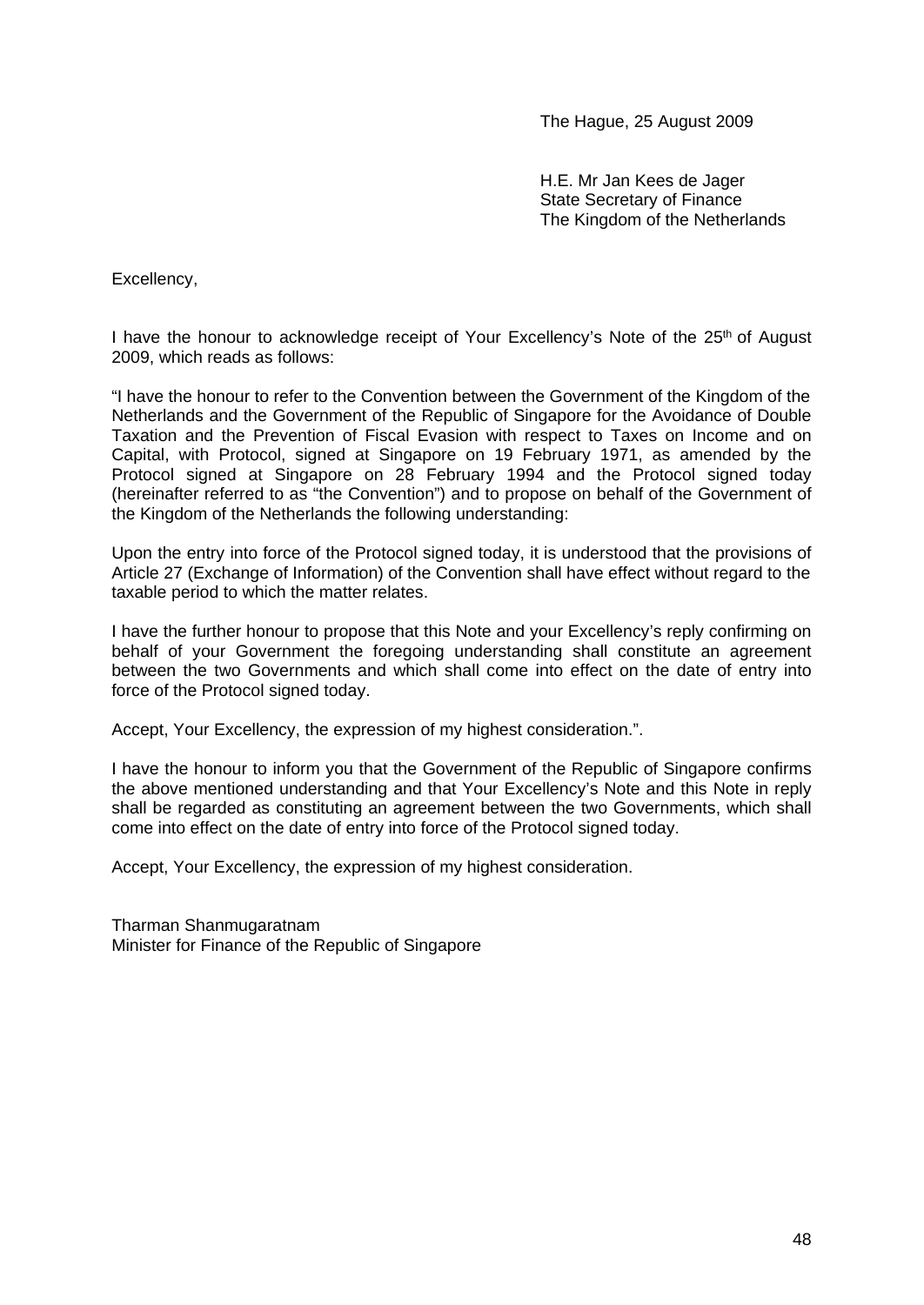The Hague, 25 August 2009

H.E. Mr Jan Kees de Jager
State Secretary of Finance
The Kingdom of the Netherlands

Excellency,

I have the honour to acknowledge receipt of Your Excellency's Note of the 25th of August 2009, which reads as follows:

"I have the honour to refer to the Convention between the Government of the Kingdom of the Netherlands and the Government of the Republic of Singapore for the Avoidance of Double Taxation and the Prevention of Fiscal Evasion with respect to Taxes on Income and on Capital, with Protocol, signed at Singapore on 19 February 1971, as amended by the Protocol signed at Singapore on 28 February 1994 and the Protocol signed today (hereinafter referred to as "the Convention") and to propose on behalf of the Government of the Kingdom of the Netherlands the following understanding:

Upon the entry into force of the Protocol signed today, it is understood that the provisions of Article 27 (Exchange of Information) of the Convention shall have effect without regard to the taxable period to which the matter relates.

I have the further honour to propose that this Note and your Excellency's reply confirming on behalf of your Government the foregoing understanding shall constitute an agreement between the two Governments and which shall come into effect on the date of entry into force of the Protocol signed today.

Accept, Your Excellency, the expression of my highest consideration.".

I have the honour to inform you that the Government of the Republic of Singapore confirms the above mentioned understanding and that Your Excellency's Note and this Note in reply shall be regarded as constituting an agreement between the two Governments, which shall come into effect on the date of entry into force of the Protocol signed today.

Accept, Your Excellency, the expression of my highest consideration.

Tharman Shanmugaratnam
Minister for Finance of the Republic of Singapore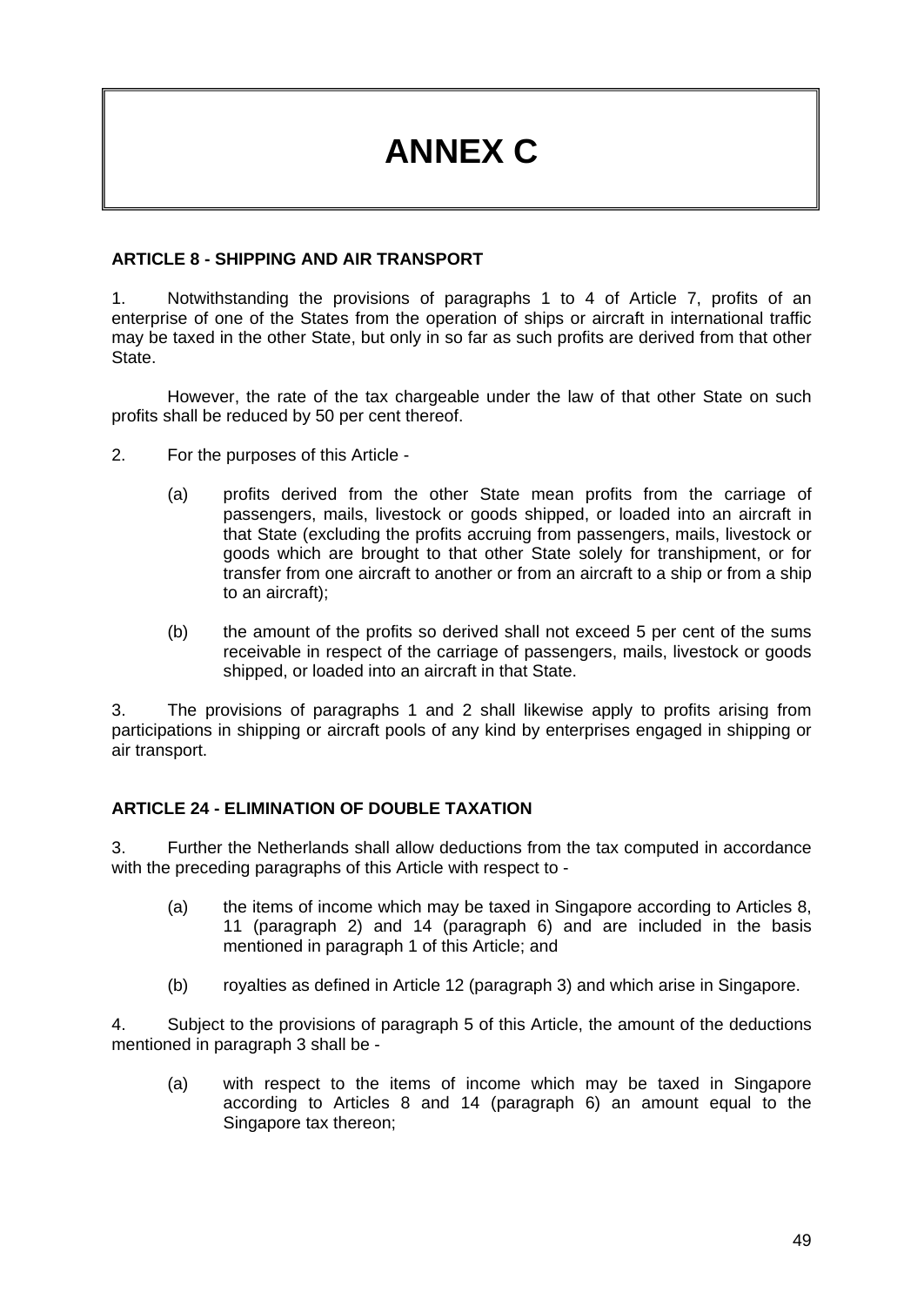# ANNEX C

**ARTICLE 8 - SHIPPING AND AIR TRANSPORT**

1. Notwithstanding the provisions of paragraphs 1 to 4 of Article 7, profits of an enterprise of one of the States from the operation of ships or aircraft in international traffic may be taxed in the other State, but only in so far as such profits are derived from that other State.

However, the rate of the tax chargeable under the law of that other State on such profits shall be reduced by 50 per cent thereof.

2. For the purposes of this Article -

   (a) profits derived from the other State mean profits from the carriage of passengers, mails, livestock or goods shipped, or loaded into an aircraft in that State (excluding the profits accruing from passengers, mails, livestock or goods which are brought to that other State solely for transhipment, or for transfer from one aircraft to another or from an aircraft to a ship or from a ship to an aircraft);

   (b) the amount of the profits so derived shall not exceed 5 per cent of the sums receivable in respect of the carriage of passengers, mails, livestock or goods shipped, or loaded into an aircraft in that State.

3. The provisions of paragraphs 1 and 2 shall likewise apply to profits arising from participations in shipping or aircraft pools of any kind by enterprises engaged in shipping or air transport.

**ARTICLE 24 - ELIMINATION OF DOUBLE TAXATION**

3. Further the Netherlands shall allow deductions from the tax computed in accordance with the preceding paragraphs of this Article with respect to -

   (a) the items of income which may be taxed in Singapore according to Articles 8, 11 (paragraph 2) and 14 (paragraph 6) and are included in the basis mentioned in paragraph 1 of this Article; and

   (b) royalties as defined in Article 12 (paragraph 3) and which arise in Singapore.

4. Subject to the provisions of paragraph 5 of this Article, the amount of the deductions mentioned in paragraph 3 shall be -

   (a) with respect to the items of income which may be taxed in Singapore according to Articles 8 and 14 (paragraph 6) an amount equal to the Singapore tax thereon;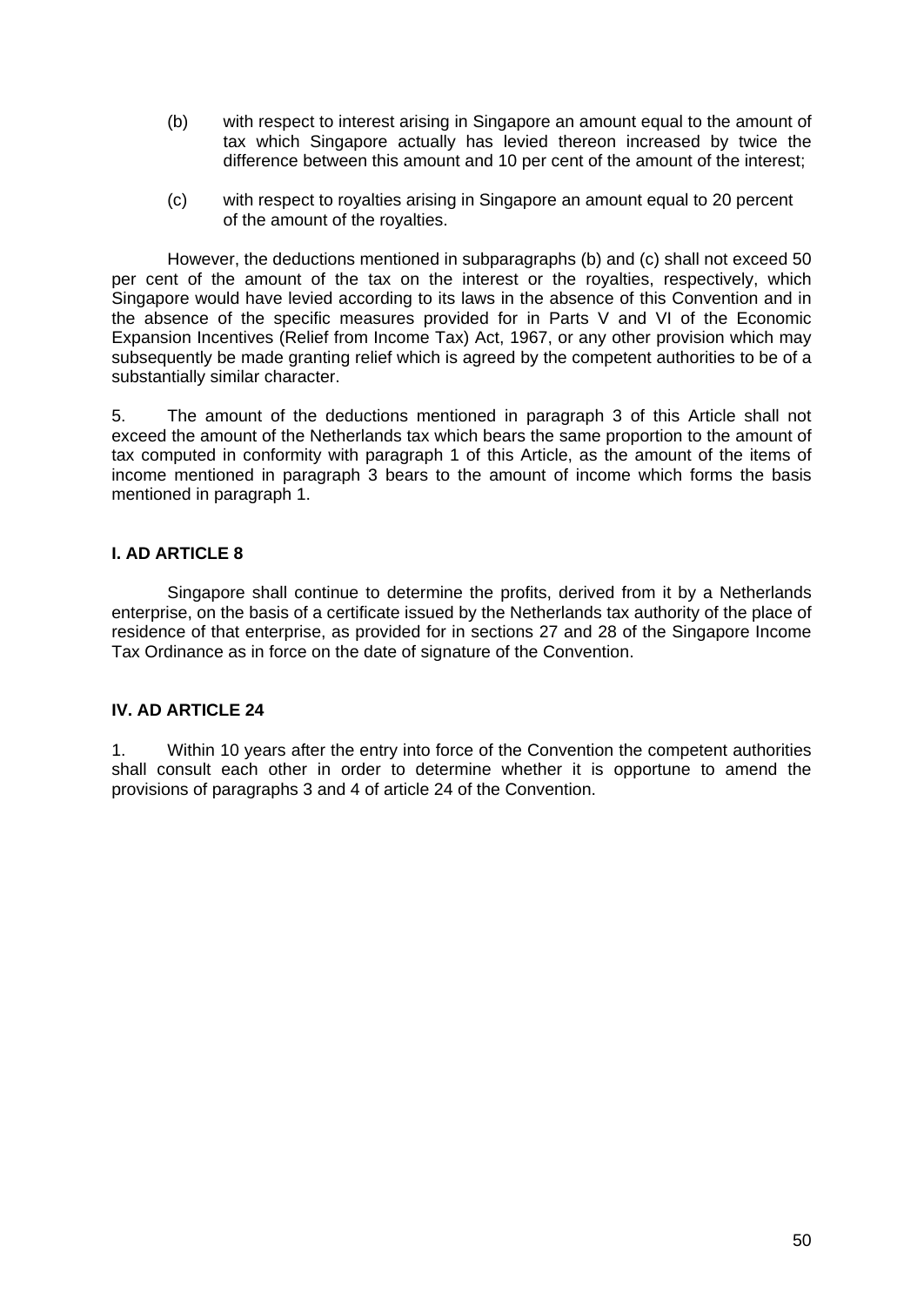(b) with respect to interest arising in Singapore an amount equal to the amount of tax which Singapore actually has levied thereon increased by twice the difference between this amount and 10 per cent of the amount of the interest;

(c) with respect to royalties arising in Singapore an amount equal to 20 percent of the amount of the royalties.

However, the deductions mentioned in subparagraphs (b) and (c) shall not exceed 50 per cent of the amount of the tax on the interest or the royalties, respectively, which Singapore would have levied according to its laws in the absence of this Convention and in the absence of the specific measures provided for in Parts V and VI of the Economic Expansion Incentives (Relief from Income Tax) Act, 1967, or any other provision which may subsequently be made granting relief which is agreed by the competent authorities to be of a substantially similar character.

5. The amount of the deductions mentioned in paragraph 3 of this Article shall not exceed the amount of the Netherlands tax which bears the same proportion to the amount of tax computed in conformity with paragraph 1 of this Article, as the amount of the items of income mentioned in paragraph 3 bears to the amount of income which forms the basis mentioned in paragraph 1.

**I. AD ARTICLE 8**

Singapore shall continue to determine the profits, derived from it by a Netherlands enterprise, on the basis of a certificate issued by the Netherlands tax authority of the place of residence of that enterprise, as provided for in sections 27 and 28 of the Singapore Income Tax Ordinance as in force on the date of signature of the Convention.

**IV. AD ARTICLE 24**

1. Within 10 years after the entry into force of the Convention the competent authorities shall consult each other in order to determine whether it is opportune to amend the provisions of paragraphs 3 and 4 of article 24 of the Convention.